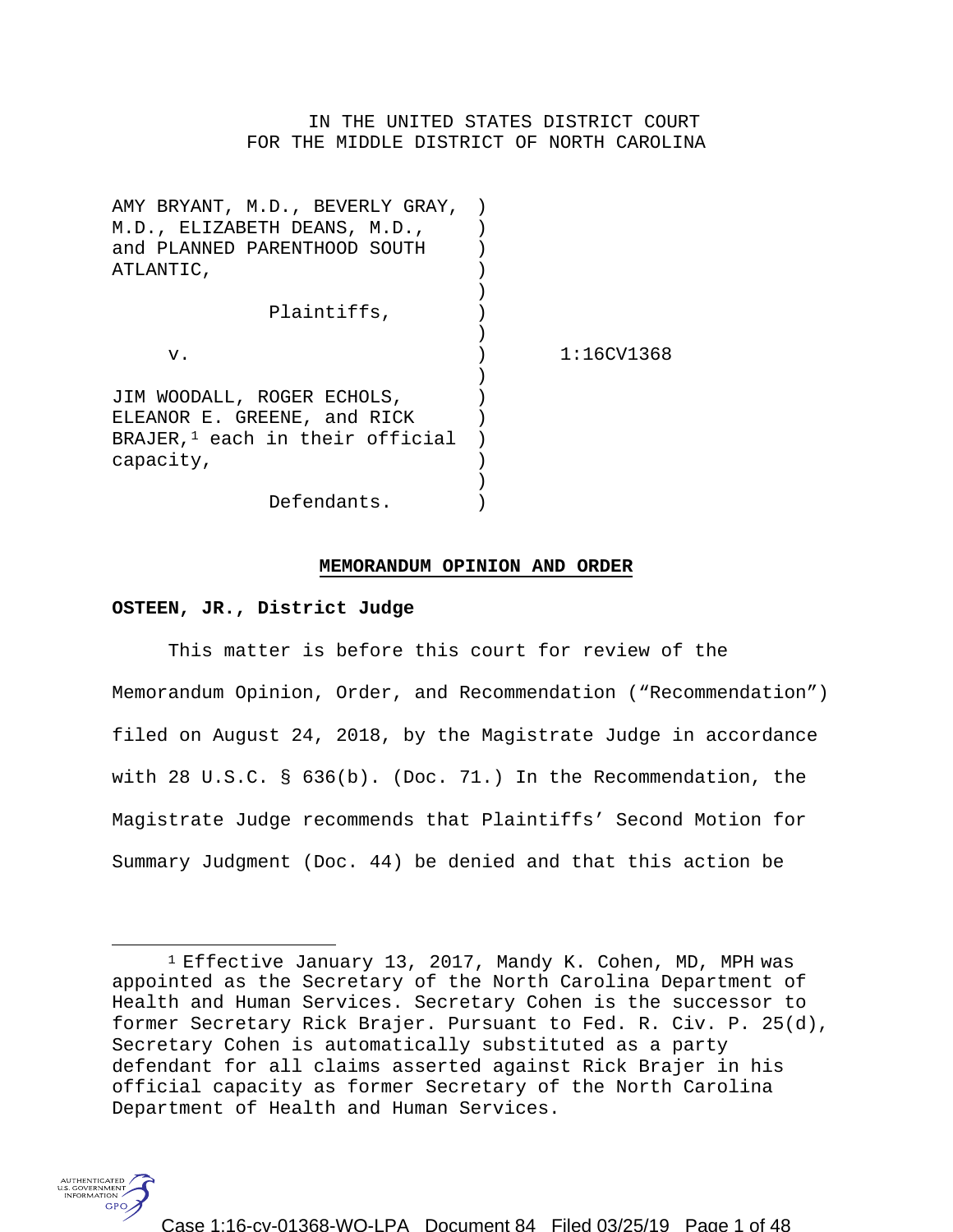IN THE UNITED STATES DISTRICT COURT
FOR THE MIDDLE DISTRICT OF NORTH CAROLINA

AMY BRYANT, M.D., BEVERLY GRAY, M.D., ELIZABETH DEANS, M.D., and PLANNED PARENTHOOD SOUTH ATLANTIC,

Plaintiffs,

v.

1:16CV1368

JIM WOODALL, ROGER ECHOLS, ELEANOR E. GREENE, and RICK BRAJER,[1] each in their official capacity,

Defendants.

## MEMORANDUM OPINION AND ORDER

**OSTEEN, JR., District Judge**

This matter is before this court for review of the Memorandum Opinion, Order, and Recommendation ("Recommendation") filed on August 24, 2018, by the Magistrate Judge in accordance with 28 U.S.C. § 636(b). (Doc. 71.) In the Recommendation, the Magistrate Judge recommends that Plaintiffs' Second Motion for Summary Judgment (Doc. 44) be denied and that this action be

---

[1] Effective January 13, 2017, Mandy K. Cohen, MD, MPH was appointed as the Secretary of the North Carolina Department of Health and Human Services. Secretary Cohen is the successor to former Secretary Rick Brajer. Pursuant to Fed. R. Civ. P. 25(d), Secretary Cohen is automatically substituted as a party defendant for all claims asserted against Rick Brajer in his official capacity as former Secretary of the North Carolina Department of Health and Human Services.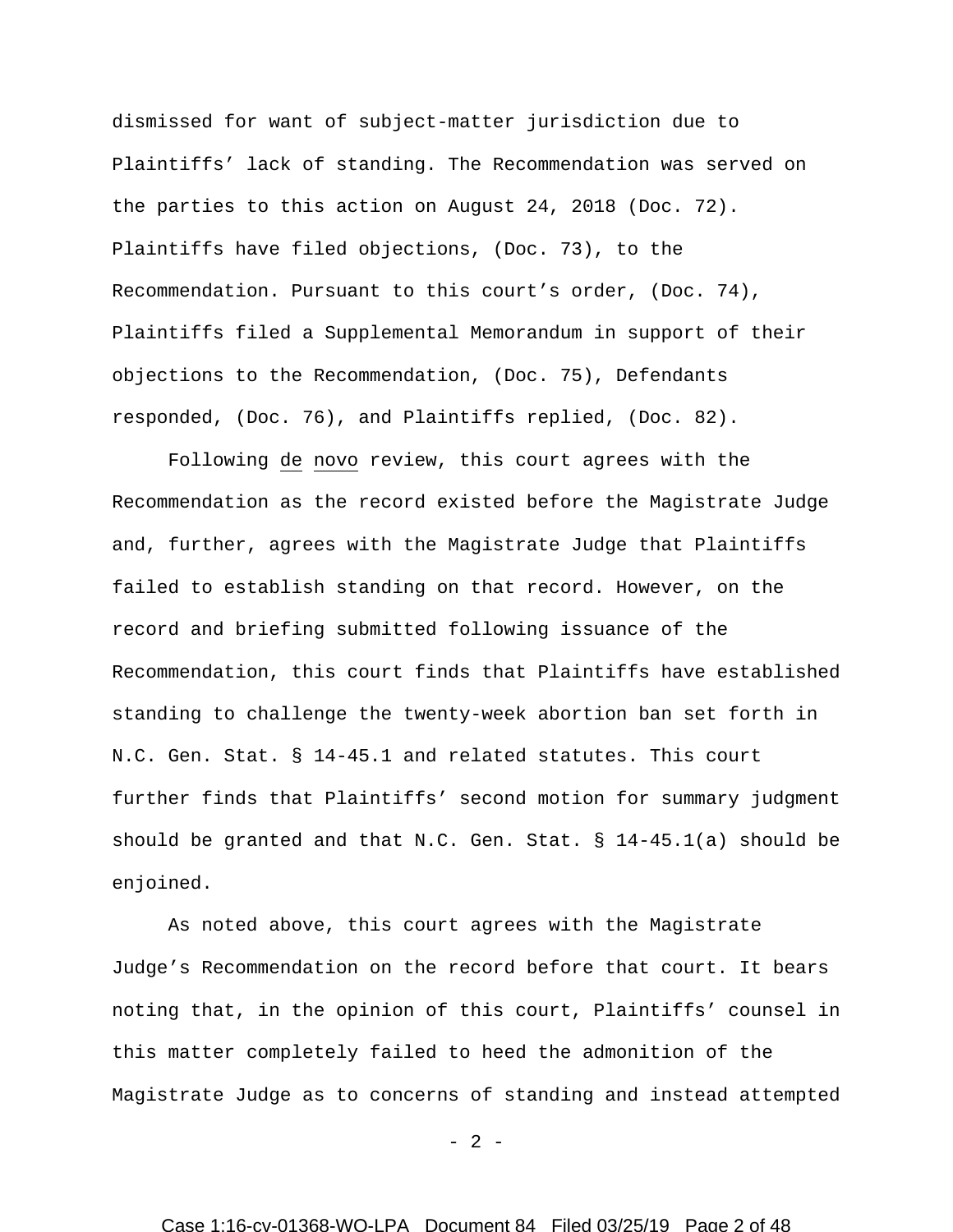dismissed for want of subject-matter jurisdiction due to Plaintiffs' lack of standing. The Recommendation was served on the parties to this action on August 24, 2018 (Doc. 72). Plaintiffs have filed objections, (Doc. 73), to the Recommendation. Pursuant to this court's order, (Doc. 74), Plaintiffs filed a Supplemental Memorandum in support of their objections to the Recommendation, (Doc. 75), Defendants responded, (Doc. 76), and Plaintiffs replied, (Doc. 82).

Following de novo review, this court agrees with the Recommendation as the record existed before the Magistrate Judge and, further, agrees with the Magistrate Judge that Plaintiffs failed to establish standing on that record. However, on the record and briefing submitted following issuance of the Recommendation, this court finds that Plaintiffs have established standing to challenge the twenty-week abortion ban set forth in N.C. Gen. Stat. § 14-45.1 and related statutes. This court further finds that Plaintiffs' second motion for summary judgment should be granted and that N.C. Gen. Stat. § 14-45.1(a) should be enjoined.

As noted above, this court agrees with the Magistrate Judge's Recommendation on the record before that court. It bears noting that, in the opinion of this court, Plaintiffs' counsel in this matter completely failed to heed the admonition of the Magistrate Judge as to concerns of standing and instead attempted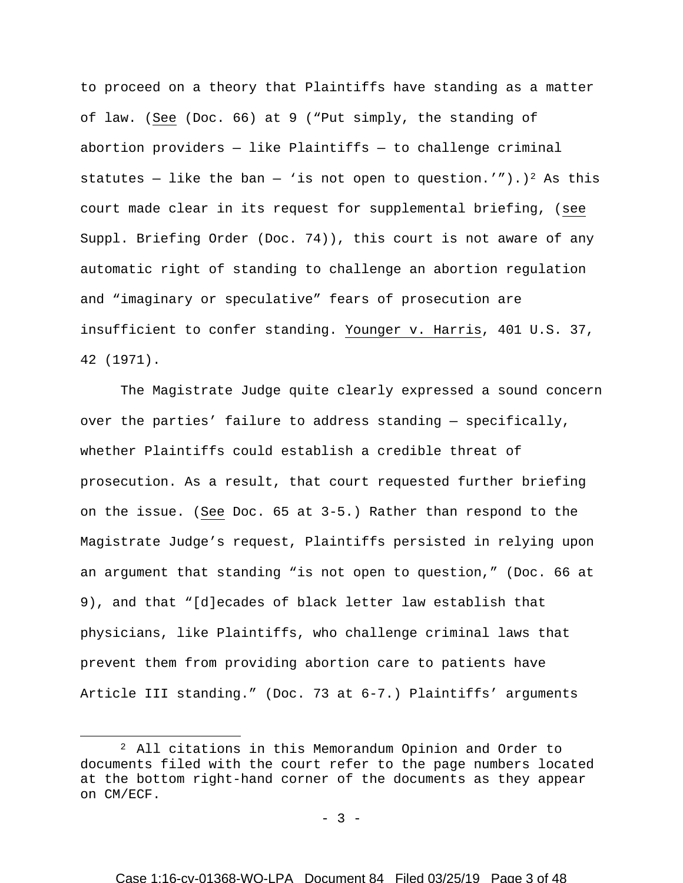to proceed on a theory that Plaintiffs have standing as a matter of law. (See (Doc. 66) at 9 ("Put simply, the standing of abortion providers — like Plaintiffs — to challenge criminal statutes — like the ban — 'is not open to question.'").)[2] As this court made clear in its request for supplemental briefing, (see Suppl. Briefing Order (Doc. 74)), this court is not aware of any automatic right of standing to challenge an abortion regulation and "imaginary or speculative" fears of prosecution are insufficient to confer standing. Younger v. Harris, 401 U.S. 37, 42 (1971).

The Magistrate Judge quite clearly expressed a sound concern over the parties' failure to address standing — specifically, whether Plaintiffs could establish a credible threat of prosecution. As a result, that court requested further briefing on the issue. (See Doc. 65 at 3-5.) Rather than respond to the Magistrate Judge's request, Plaintiffs persisted in relying upon an argument that standing "is not open to question," (Doc. 66 at 9), and that "[d]ecades of black letter law establish that physicians, like Plaintiffs, who challenge criminal laws that prevent them from providing abortion care to patients have Article III standing." (Doc. 73 at 6-7.) Plaintiffs' arguments

---

[2] All citations in this Memorandum Opinion and Order to documents filed with the court refer to the page numbers located at the bottom right-hand corner of the documents as they appear on CM/ECF.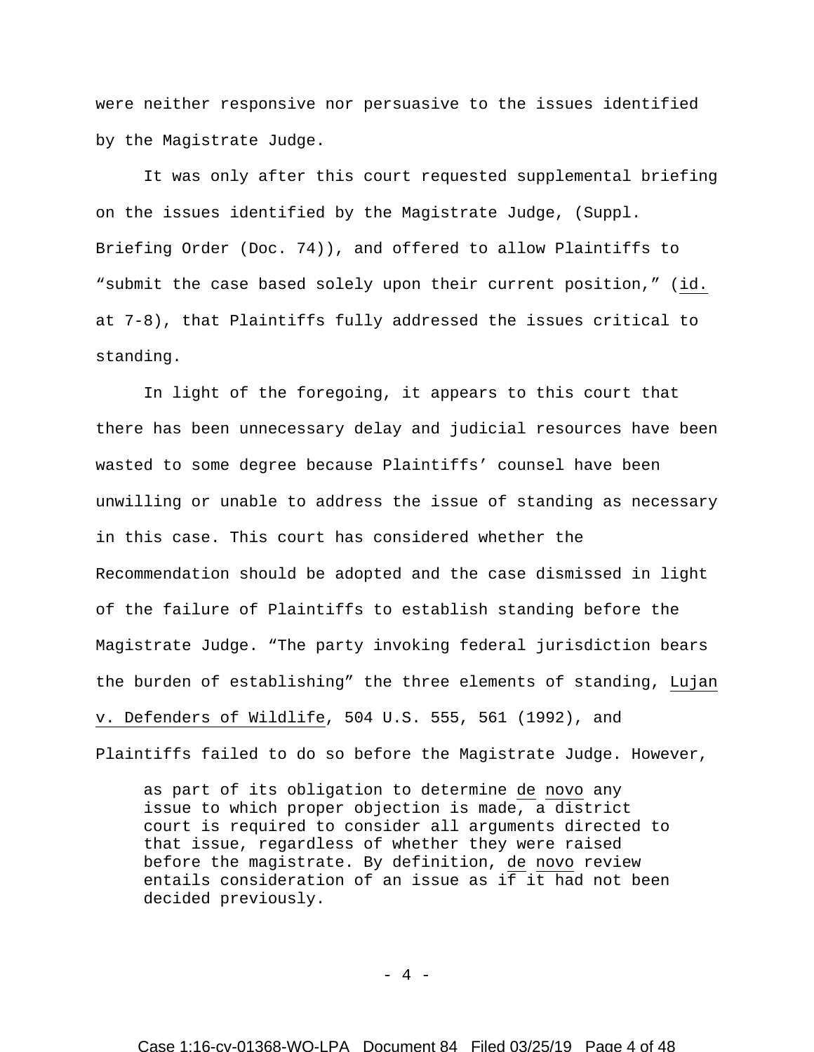were neither responsive nor persuasive to the issues identified by the Magistrate Judge.

It was only after this court requested supplemental briefing on the issues identified by the Magistrate Judge, (Suppl. Briefing Order (Doc. 74)), and offered to allow Plaintiffs to "submit the case based solely upon their current position," (id. at 7-8), that Plaintiffs fully addressed the issues critical to standing.

In light of the foregoing, it appears to this court that there has been unnecessary delay and judicial resources have been wasted to some degree because Plaintiffs' counsel have been unwilling or unable to address the issue of standing as necessary in this case. This court has considered whether the Recommendation should be adopted and the case dismissed in light of the failure of Plaintiffs to establish standing before the Magistrate Judge. "The party invoking federal jurisdiction bears the burden of establishing" the three elements of standing, Lujan v. Defenders of Wildlife, 504 U.S. 555, 561 (1992), and Plaintiffs failed to do so before the Magistrate Judge. However,

> as part of its obligation to determine de novo any issue to which proper objection is made, a district court is required to consider all arguments directed to that issue, regardless of whether they were raised before the magistrate. By definition, de novo review entails consideration of an issue as if it had not been decided previously.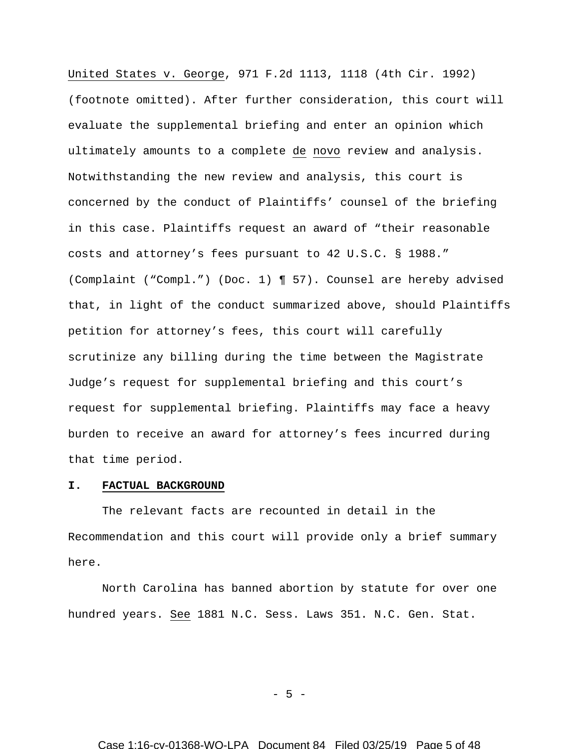United States v. George, 971 F.2d 1113, 1118 (4th Cir. 1992) (footnote omitted). After further consideration, this court will evaluate the supplemental briefing and enter an opinion which ultimately amounts to a complete de novo review and analysis. Notwithstanding the new review and analysis, this court is concerned by the conduct of Plaintiffs' counsel of the briefing in this case. Plaintiffs request an award of "their reasonable costs and attorney's fees pursuant to 42 U.S.C. § 1988." (Complaint ("Compl.") (Doc. 1) ¶ 57). Counsel are hereby advised that, in light of the conduct summarized above, should Plaintiffs petition for attorney's fees, this court will carefully scrutinize any billing during the time between the Magistrate Judge's request for supplemental briefing and this court's request for supplemental briefing. Plaintiffs may face a heavy burden to receive an award for attorney's fees incurred during that time period.

## I. FACTUAL BACKGROUND

The relevant facts are recounted in detail in the Recommendation and this court will provide only a brief summary here.

North Carolina has banned abortion by statute for over one hundred years. See 1881 N.C. Sess. Laws 351. N.C. Gen. Stat.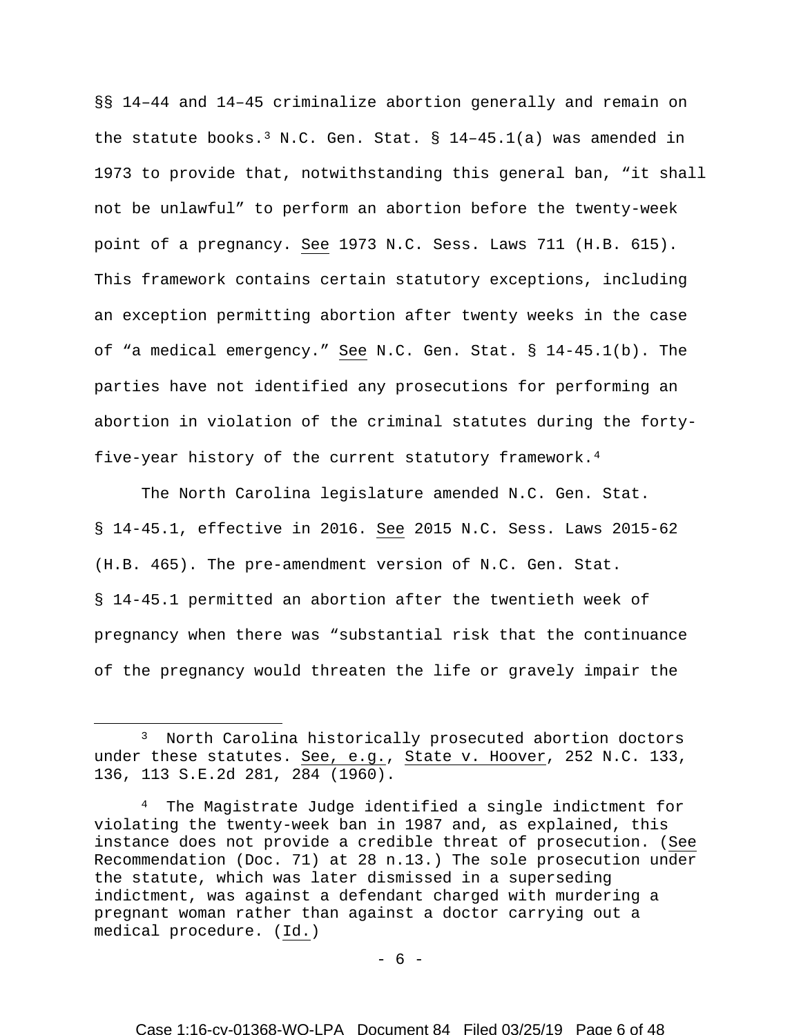§§ 14–44 and 14–45 criminalize abortion generally and remain on the statute books.[3] N.C. Gen. Stat. § 14–45.1(a) was amended in 1973 to provide that, notwithstanding this general ban, "it shall not be unlawful" to perform an abortion before the twenty-week point of a pregnancy. See 1973 N.C. Sess. Laws 711 (H.B. 615). This framework contains certain statutory exceptions, including an exception permitting abortion after twenty weeks in the case of "a medical emergency." See N.C. Gen. Stat. § 14-45.1(b). The parties have not identified any prosecutions for performing an abortion in violation of the criminal statutes during the forty-five-year history of the current statutory framework.[4]

The North Carolina legislature amended N.C. Gen. Stat. § 14-45.1, effective in 2016. See 2015 N.C. Sess. Laws 2015-62 (H.B. 465). The pre-amendment version of N.C. Gen. Stat. § 14-45.1 permitted an abortion after the twentieth week of pregnancy when there was "substantial risk that the continuance of the pregnancy would threaten the life or gravely impair the

---

[3] North Carolina historically prosecuted abortion doctors under these statutes. See, e.g., State v. Hoover, 252 N.C. 133, 136, 113 S.E.2d 281, 284 (1960).

[4] The Magistrate Judge identified a single indictment for violating the twenty-week ban in 1987 and, as explained, this instance does not provide a credible threat of prosecution. (See Recommendation (Doc. 71) at 28 n.13.) The sole prosecution under the statute, which was later dismissed in a superseding indictment, was against a defendant charged with murdering a pregnant woman rather than against a doctor carrying out a medical procedure. (Id.)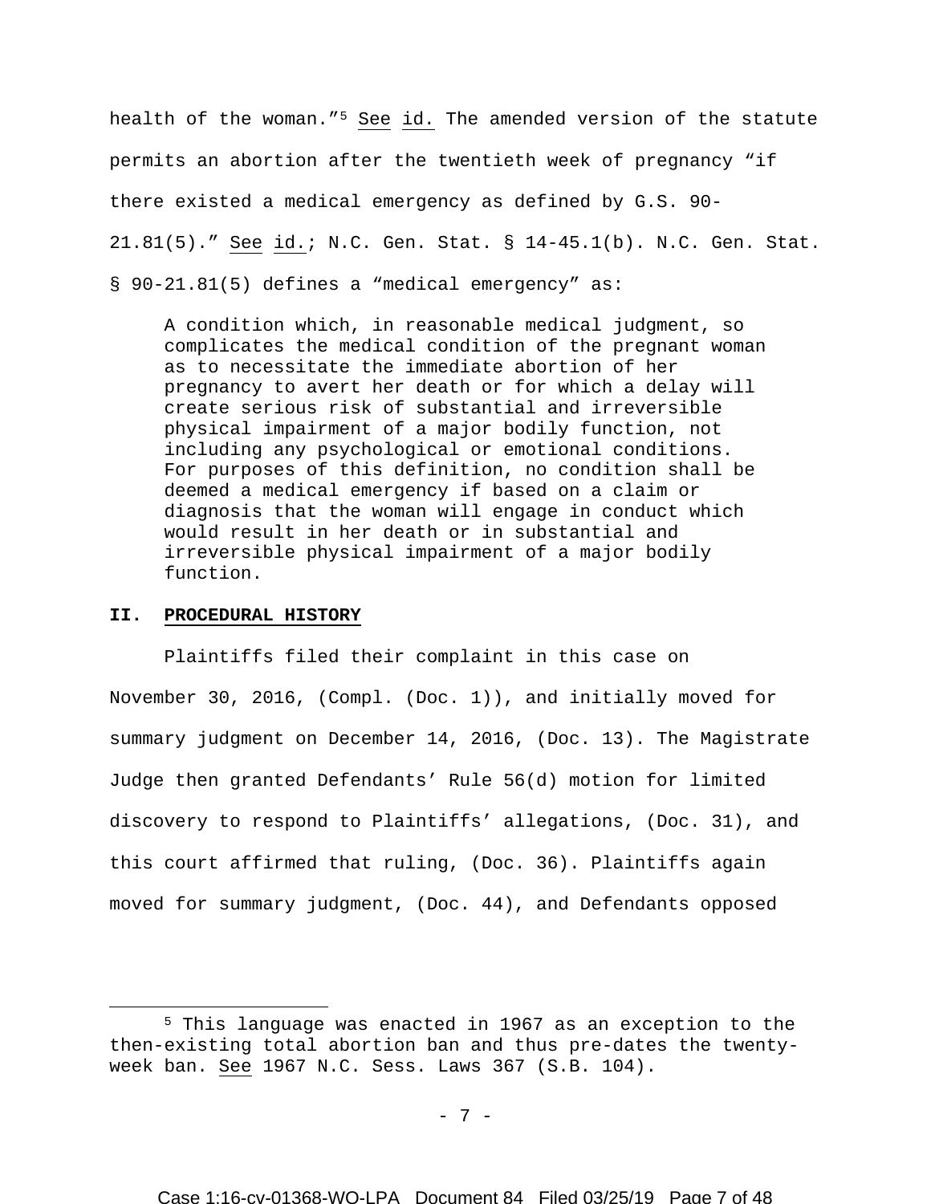health of the woman."[5] See id. The amended version of the statute permits an abortion after the twentieth week of pregnancy "if there existed a medical emergency as defined by G.S. 90-21.81(5)." See id.; N.C. Gen. Stat. § 14-45.1(b). N.C. Gen. Stat. § 90-21.81(5) defines a "medical emergency" as:

> A condition which, in reasonable medical judgment, so complicates the medical condition of the pregnant woman as to necessitate the immediate abortion of her pregnancy to avert her death or for which a delay will create serious risk of substantial and irreversible physical impairment of a major bodily function, not including any psychological or emotional conditions. For purposes of this definition, no condition shall be deemed a medical emergency if based on a claim or diagnosis that the woman will engage in conduct which would result in her death or in substantial and irreversible physical impairment of a major bodily function.

## II. PROCEDURAL HISTORY

Plaintiffs filed their complaint in this case on November 30, 2016, (Compl. (Doc. 1)), and initially moved for summary judgment on December 14, 2016, (Doc. 13). The Magistrate Judge then granted Defendants' Rule 56(d) motion for limited discovery to respond to Plaintiffs' allegations, (Doc. 31), and this court affirmed that ruling, (Doc. 36). Plaintiffs again moved for summary judgment, (Doc. 44), and Defendants opposed

---

[5] This language was enacted in 1967 as an exception to the then-existing total abortion ban and thus pre-dates the twenty-week ban. See 1967 N.C. Sess. Laws 367 (S.B. 104).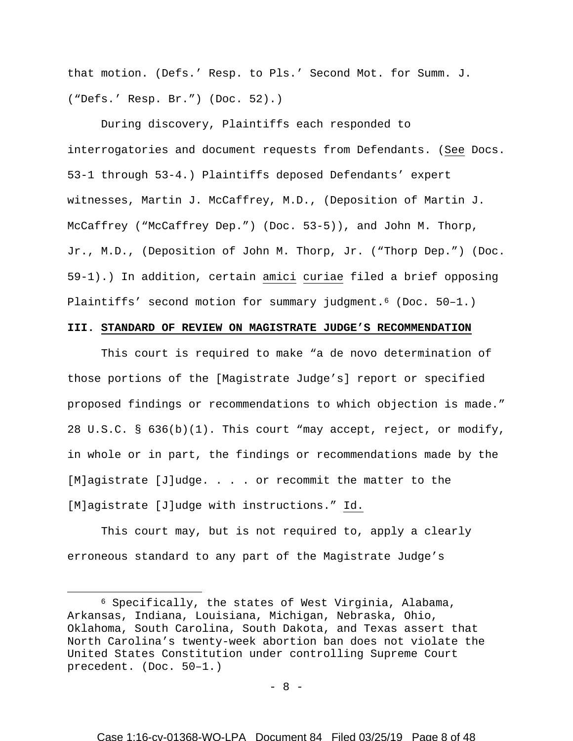that motion. (Defs.' Resp. to Pls.' Second Mot. for Summ. J. ("Defs.' Resp. Br.") (Doc. 52).)

During discovery, Plaintiffs each responded to interrogatories and document requests from Defendants. (See Docs. 53-1 through 53-4.) Plaintiffs deposed Defendants' expert witnesses, Martin J. McCaffrey, M.D., (Deposition of Martin J. McCaffrey ("McCaffrey Dep.") (Doc. 53-5)), and John M. Thorp, Jr., M.D., (Deposition of John M. Thorp, Jr. ("Thorp Dep.") (Doc. 59-1).) In addition, certain amici curiae filed a brief opposing Plaintiffs' second motion for summary judgment.[6] (Doc. 50–1.)

## III. STANDARD OF REVIEW ON MAGISTRATE JUDGE'S RECOMMENDATION

This court is required to make "a de novo determination of those portions of the [Magistrate Judge's] report or specified proposed findings or recommendations to which objection is made." 28 U.S.C. § 636(b)(1). This court "may accept, reject, or modify, in whole or in part, the findings or recommendations made by the [M]agistrate [J]udge. . . . or recommit the matter to the [M]agistrate [J]udge with instructions." Id.

This court may, but is not required to, apply a clearly erroneous standard to any part of the Magistrate Judge's

---

[6] Specifically, the states of West Virginia, Alabama, Arkansas, Indiana, Louisiana, Michigan, Nebraska, Ohio, Oklahoma, South Carolina, South Dakota, and Texas assert that North Carolina's twenty-week abortion ban does not violate the United States Constitution under controlling Supreme Court precedent. (Doc. 50–1.)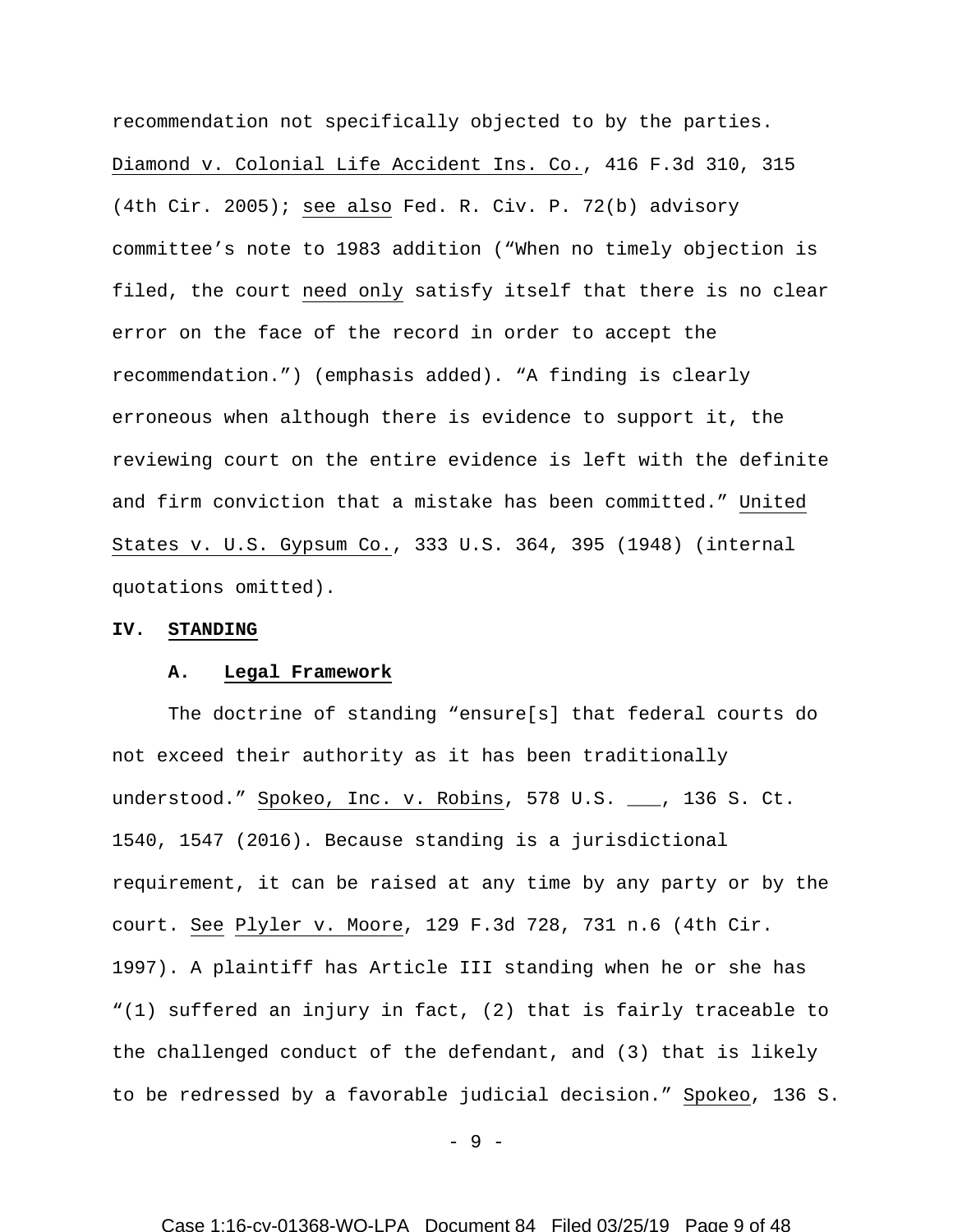recommendation not specifically objected to by the parties. Diamond v. Colonial Life Accident Ins. Co., 416 F.3d 310, 315 (4th Cir. 2005); see also Fed. R. Civ. P. 72(b) advisory committee's note to 1983 addition ("When no timely objection is filed, the court need only satisfy itself that there is no clear error on the face of the record in order to accept the recommendation.") (emphasis added). "A finding is clearly erroneous when although there is evidence to support it, the reviewing court on the entire evidence is left with the definite and firm conviction that a mistake has been committed." United States v. U.S. Gypsum Co., 333 U.S. 364, 395 (1948) (internal quotations omitted).

## IV. STANDING

### A. Legal Framework

The doctrine of standing "ensure[s] that federal courts do not exceed their authority as it has been traditionally understood." Spokeo, Inc. v. Robins, 578 U.S. ___, 136 S. Ct. 1540, 1547 (2016). Because standing is a jurisdictional requirement, it can be raised at any time by any party or by the court. See Plyler v. Moore, 129 F.3d 728, 731 n.6 (4th Cir. 1997). A plaintiff has Article III standing when he or she has "(1) suffered an injury in fact, (2) that is fairly traceable to the challenged conduct of the defendant, and (3) that is likely to be redressed by a favorable judicial decision." Spokeo, 136 S.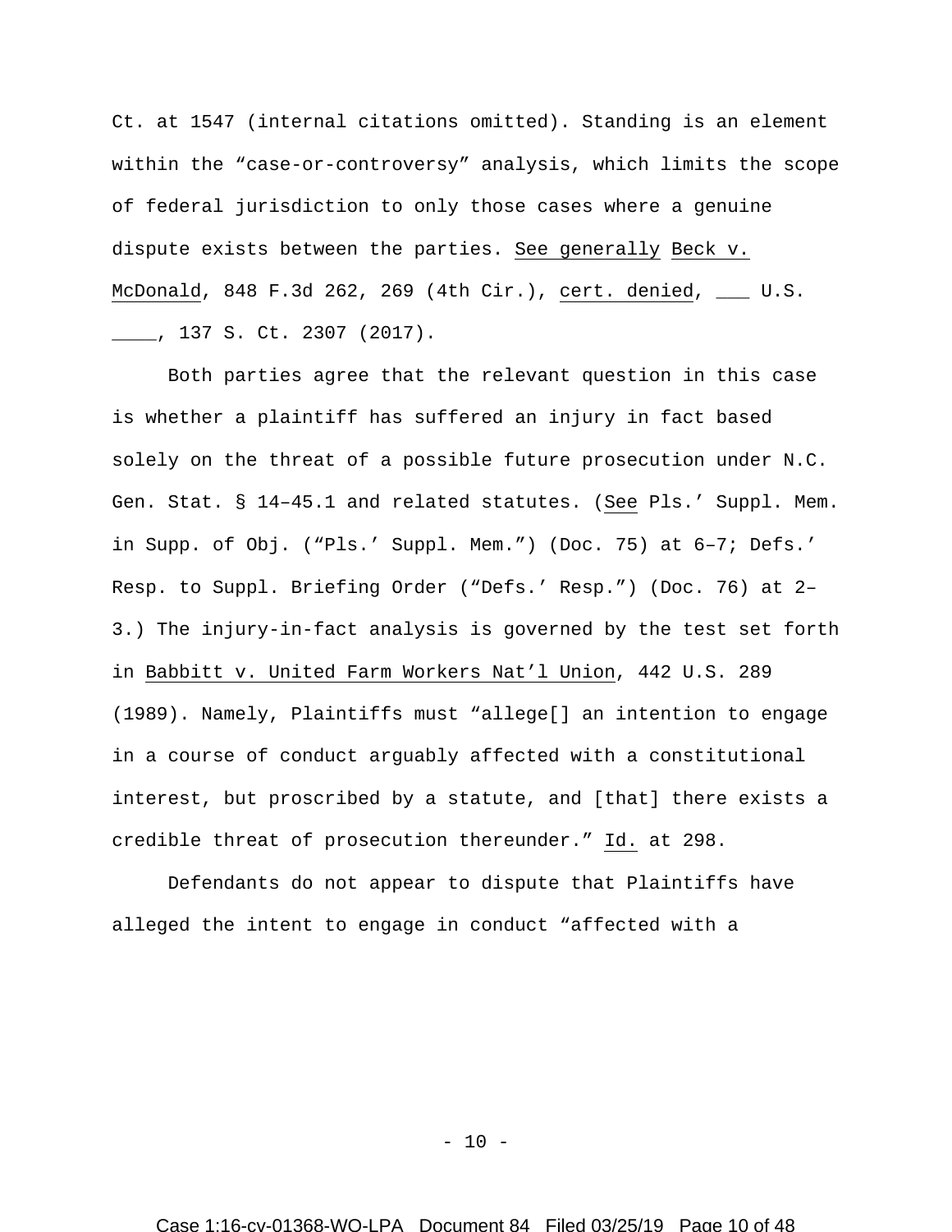Ct. at 1547 (internal citations omitted). Standing is an element within the "case-or-controversy" analysis, which limits the scope of federal jurisdiction to only those cases where a genuine dispute exists between the parties. See generally Beck v. McDonald, 848 F.3d 262, 269 (4th Cir.), cert. denied, ___ U.S. ____, 137 S. Ct. 2307 (2017).

Both parties agree that the relevant question in this case is whether a plaintiff has suffered an injury in fact based solely on the threat of a possible future prosecution under N.C. Gen. Stat. § 14–45.1 and related statutes. (See Pls.' Suppl. Mem. in Supp. of Obj. ("Pls.' Suppl. Mem.") (Doc. 75) at 6–7; Defs.' Resp. to Suppl. Briefing Order ("Defs.' Resp.") (Doc. 76) at 2–3.) The injury-in-fact analysis is governed by the test set forth in Babbitt v. United Farm Workers Nat'l Union, 442 U.S. 289 (1989). Namely, Plaintiffs must "allege[] an intention to engage in a course of conduct arguably affected with a constitutional interest, but proscribed by a statute, and [that] there exists a credible threat of prosecution thereunder." Id. at 298.

Defendants do not appear to dispute that Plaintiffs have alleged the intent to engage in conduct "affected with a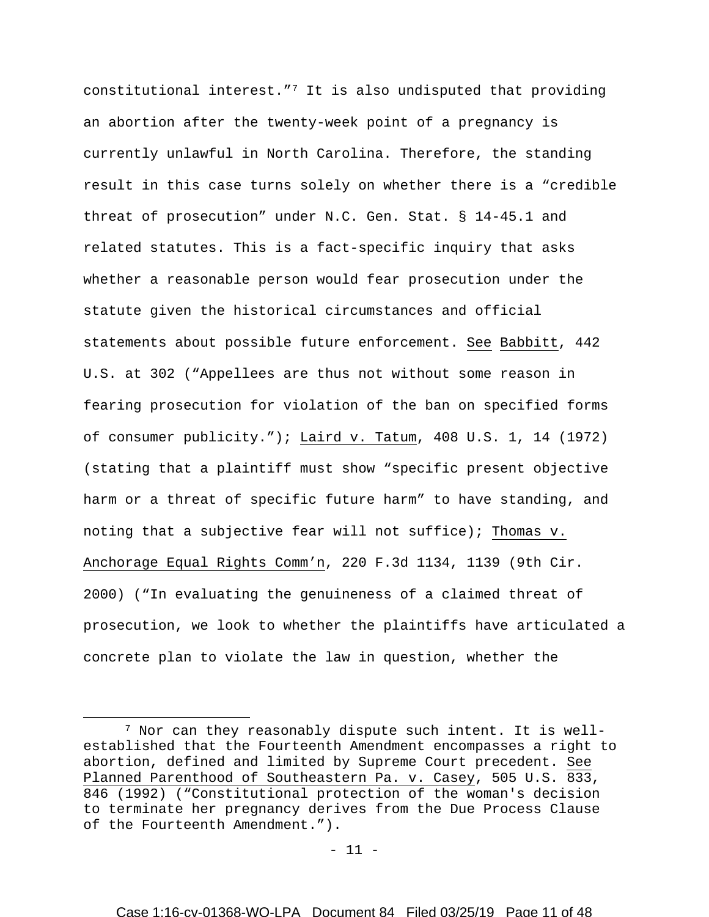constitutional interest."[7] It is also undisputed that providing an abortion after the twenty-week point of a pregnancy is currently unlawful in North Carolina. Therefore, the standing result in this case turns solely on whether there is a "credible threat of prosecution" under N.C. Gen. Stat. § 14-45.1 and related statutes. This is a fact-specific inquiry that asks whether a reasonable person would fear prosecution under the statute given the historical circumstances and official statements about possible future enforcement. See Babbitt, 442 U.S. at 302 ("Appellees are thus not without some reason in fearing prosecution for violation of the ban on specified forms of consumer publicity."); Laird v. Tatum, 408 U.S. 1, 14 (1972) (stating that a plaintiff must show "specific present objective harm or a threat of specific future harm" to have standing, and noting that a subjective fear will not suffice); Thomas v. Anchorage Equal Rights Comm'n, 220 F.3d 1134, 1139 (9th Cir. 2000) ("In evaluating the genuineness of a claimed threat of prosecution, we look to whether the plaintiffs have articulated a concrete plan to violate the law in question, whether the

---

[7] Nor can they reasonably dispute such intent. It is well-established that the Fourteenth Amendment encompasses a right to abortion, defined and limited by Supreme Court precedent. See Planned Parenthood of Southeastern Pa. v. Casey, 505 U.S. 833, 846 (1992) ("Constitutional protection of the woman's decision to terminate her pregnancy derives from the Due Process Clause of the Fourteenth Amendment.").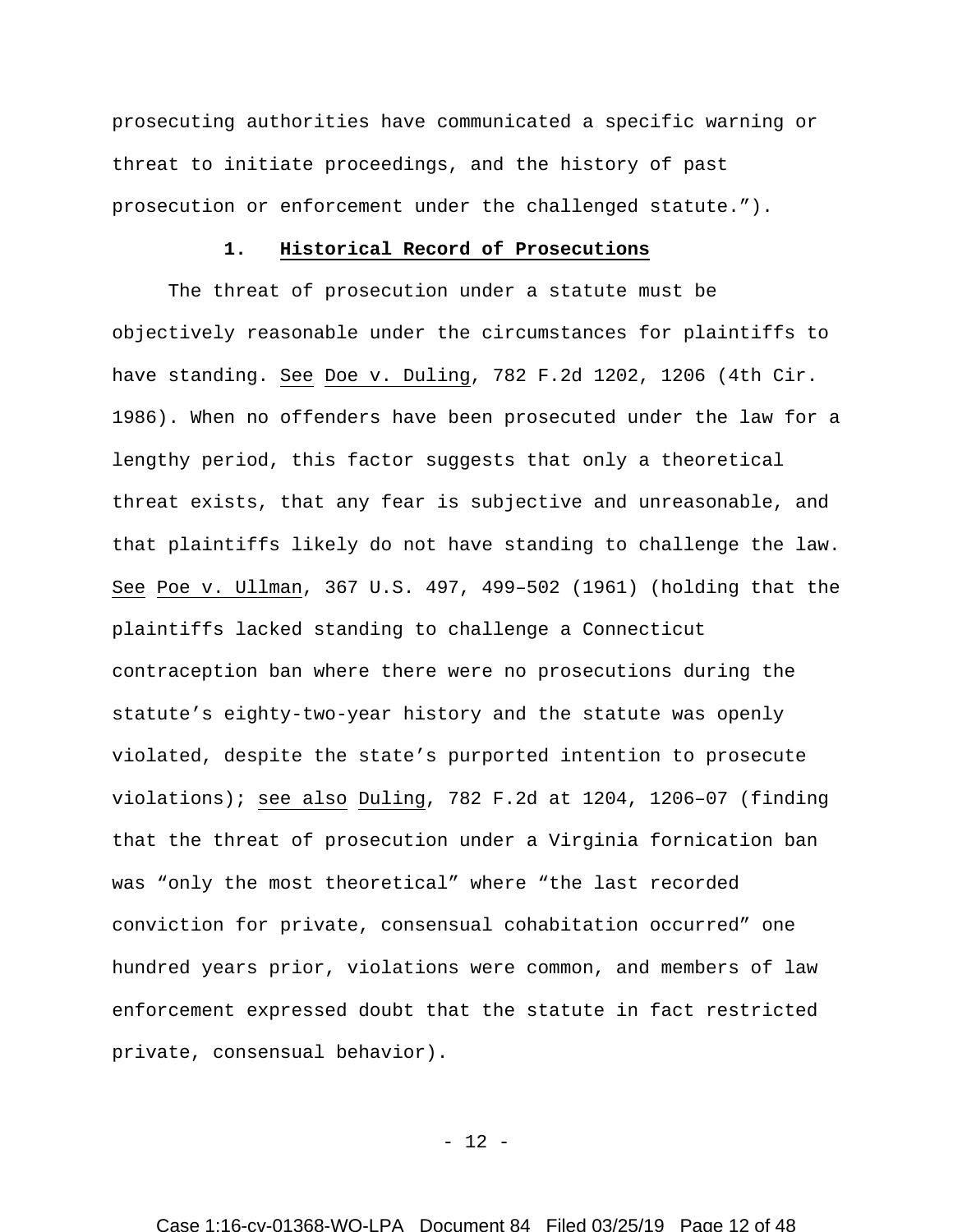prosecuting authorities have communicated a specific warning or threat to initiate proceedings, and the history of past prosecution or enforcement under the challenged statute.").

### 1. <u>Historical Record of Prosecutions</u>

The threat of prosecution under a statute must be objectively reasonable under the circumstances for plaintiffs to have standing. <u>See</u> <u>Doe v. Duling</u>, 782 F.2d 1202, 1206 (4th Cir. 1986). When no offenders have been prosecuted under the law for a lengthy period, this factor suggests that only a theoretical threat exists, that any fear is subjective and unreasonable, and that plaintiffs likely do not have standing to challenge the law. <u>See</u> <u>Poe v. Ullman</u>, 367 U.S. 497, 499–502 (1961) (holding that the plaintiffs lacked standing to challenge a Connecticut contraception ban where there were no prosecutions during the statute's eighty-two-year history and the statute was openly violated, despite the state's purported intention to prosecute violations); <u>see also</u> <u>Duling</u>, 782 F.2d at 1204, 1206–07 (finding that the threat of prosecution under a Virginia fornication ban was "only the most theoretical" where "the last recorded conviction for private, consensual cohabitation occurred" one hundred years prior, violations were common, and members of law enforcement expressed doubt that the statute in fact restricted private, consensual behavior).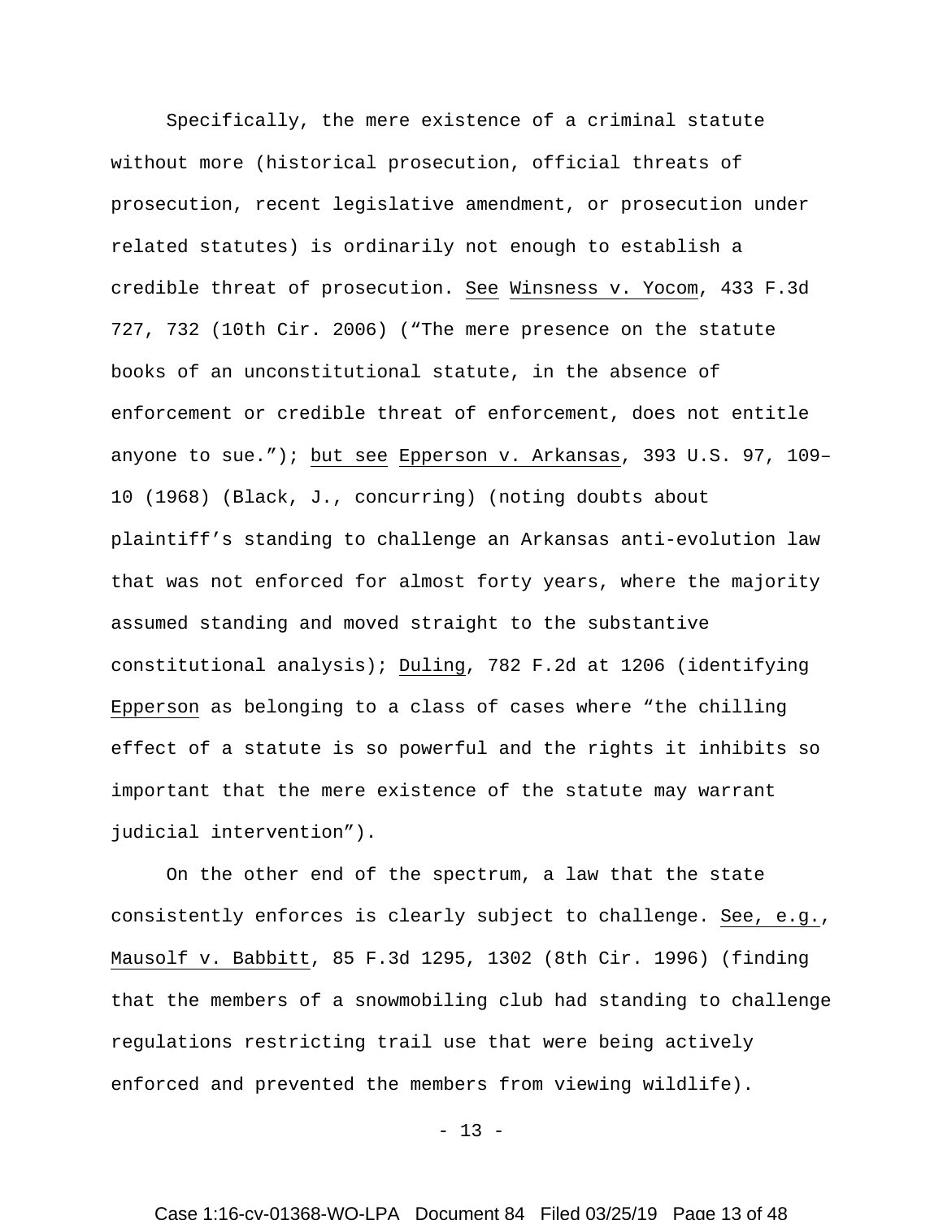Specifically, the mere existence of a criminal statute without more (historical prosecution, official threats of prosecution, recent legislative amendment, or prosecution under related statutes) is ordinarily not enough to establish a credible threat of prosecution. See Winsness v. Yocom, 433 F.3d 727, 732 (10th Cir. 2006) ("The mere presence on the statute books of an unconstitutional statute, in the absence of enforcement or credible threat of enforcement, does not entitle anyone to sue."); but see Epperson v. Arkansas, 393 U.S. 97, 109–10 (1968) (Black, J., concurring) (noting doubts about plaintiff's standing to challenge an Arkansas anti-evolution law that was not enforced for almost forty years, where the majority assumed standing and moved straight to the substantive constitutional analysis); Duling, 782 F.2d at 1206 (identifying Epperson as belonging to a class of cases where "the chilling effect of a statute is so powerful and the rights it inhibits so important that the mere existence of the statute may warrant judicial intervention").

On the other end of the spectrum, a law that the state consistently enforces is clearly subject to challenge. See, e.g., Mausolf v. Babbitt, 85 F.3d 1295, 1302 (8th Cir. 1996) (finding that the members of a snowmobiling club had standing to challenge regulations restricting trail use that were being actively enforced and prevented the members from viewing wildlife).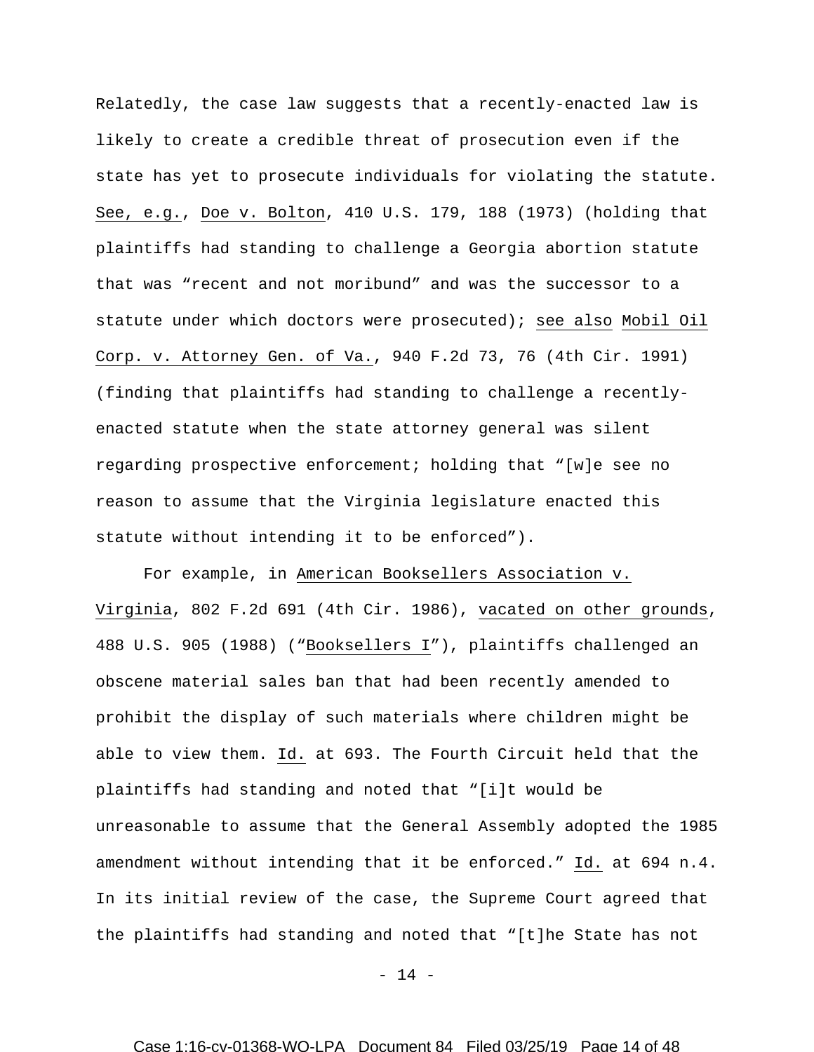Relatedly, the case law suggests that a recently-enacted law is likely to create a credible threat of prosecution even if the state has yet to prosecute individuals for violating the statute. See, e.g., Doe v. Bolton, 410 U.S. 179, 188 (1973) (holding that plaintiffs had standing to challenge a Georgia abortion statute that was "recent and not moribund" and was the successor to a statute under which doctors were prosecuted); see also Mobil Oil Corp. v. Attorney Gen. of Va., 940 F.2d 73, 76 (4th Cir. 1991) (finding that plaintiffs had standing to challenge a recently-enacted statute when the state attorney general was silent regarding prospective enforcement; holding that "[w]e see no reason to assume that the Virginia legislature enacted this statute without intending it to be enforced").

For example, in American Booksellers Association v. Virginia, 802 F.2d 691 (4th Cir. 1986), vacated on other grounds, 488 U.S. 905 (1988) ("Booksellers I"), plaintiffs challenged an obscene material sales ban that had been recently amended to prohibit the display of such materials where children might be able to view them. Id. at 693. The Fourth Circuit held that the plaintiffs had standing and noted that "[i]t would be unreasonable to assume that the General Assembly adopted the 1985 amendment without intending that it be enforced." Id. at 694 n.4. In its initial review of the case, the Supreme Court agreed that the plaintiffs had standing and noted that "[t]he State has not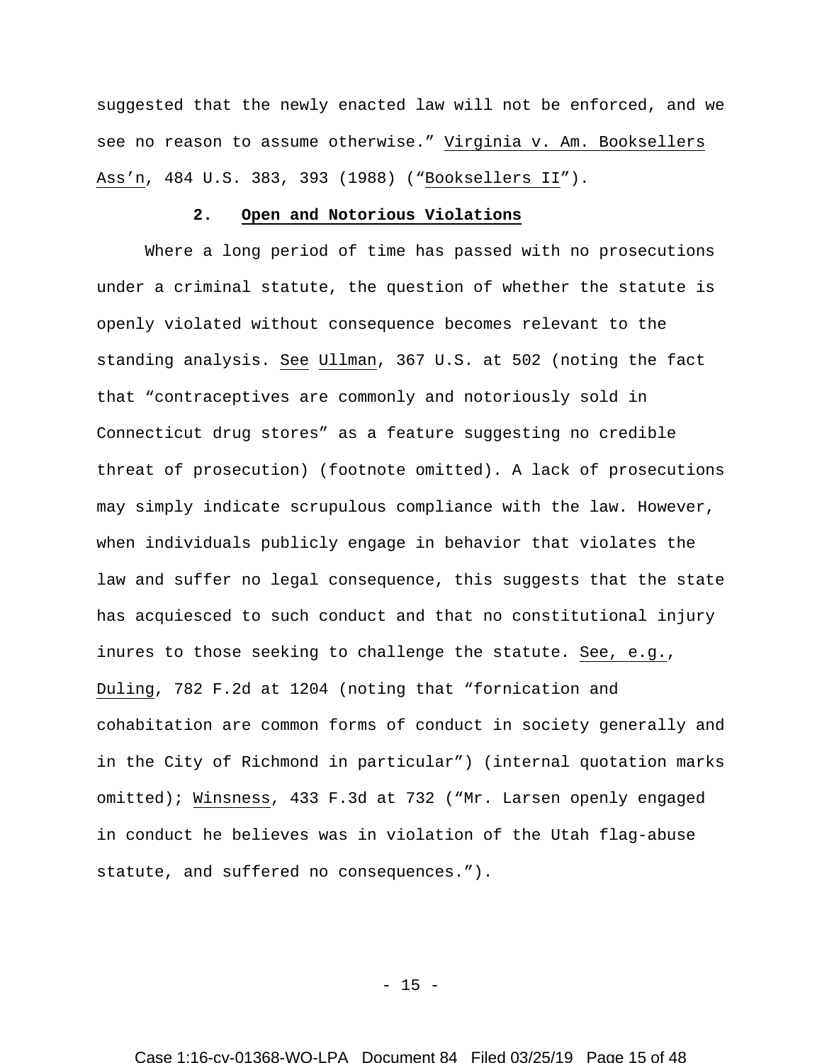suggested that the newly enacted law will not be enforced, and we see no reason to assume otherwise." Virginia v. Am. Booksellers Ass'n, 484 U.S. 383, 393 (1988) ("Booksellers II").

### 2. Open and Notorious Violations

Where a long period of time has passed with no prosecutions under a criminal statute, the question of whether the statute is openly violated without consequence becomes relevant to the standing analysis. See Ullman, 367 U.S. at 502 (noting the fact that "contraceptives are commonly and notoriously sold in Connecticut drug stores" as a feature suggesting no credible threat of prosecution) (footnote omitted). A lack of prosecutions may simply indicate scrupulous compliance with the law. However, when individuals publicly engage in behavior that violates the law and suffer no legal consequence, this suggests that the state has acquiesced to such conduct and that no constitutional injury inures to those seeking to challenge the statute. See, e.g., Duling, 782 F.2d at 1204 (noting that "fornication and cohabitation are common forms of conduct in society generally and in the City of Richmond in particular") (internal quotation marks omitted); Winsness, 433 F.3d at 732 ("Mr. Larsen openly engaged in conduct he believes was in violation of the Utah flag-abuse statute, and suffered no consequences.").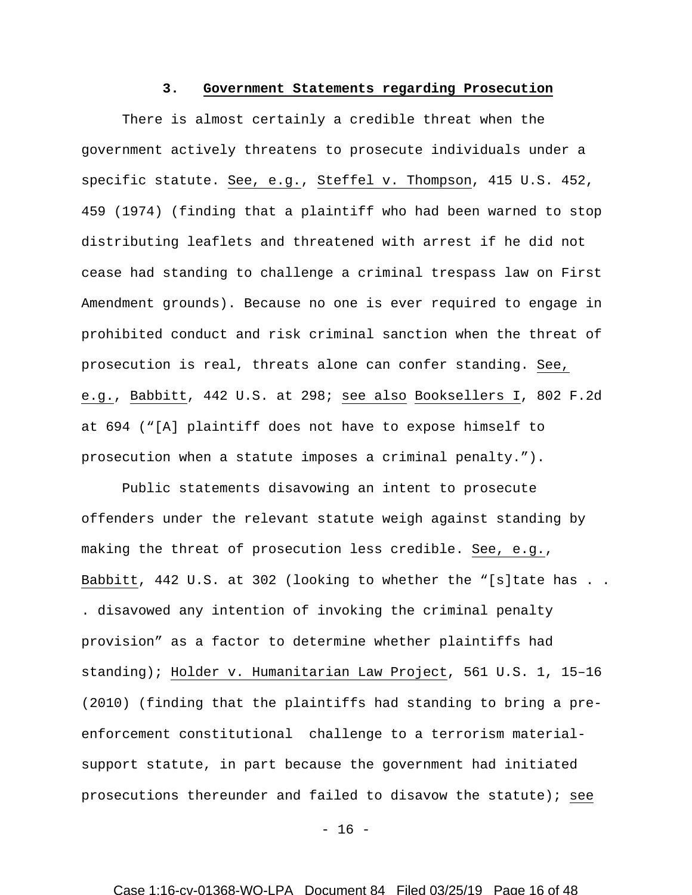### 3. <u>Government Statements regarding Prosecution</u>

There is almost certainly a credible threat when the government actively threatens to prosecute individuals under a specific statute. <u>See, e.g.</u>, <u>Steffel v. Thompson</u>, 415 U.S. 452, 459 (1974) (finding that a plaintiff who had been warned to stop distributing leaflets and threatened with arrest if he did not cease had standing to challenge a criminal trespass law on First Amendment grounds). Because no one is ever required to engage in prohibited conduct and risk criminal sanction when the threat of prosecution is real, threats alone can confer standing. <u>See, e.g.</u>, <u>Babbitt</u>, 442 U.S. at 298; <u>see also</u> <u>Booksellers I</u>, 802 F.2d at 694 ("[A] plaintiff does not have to expose himself to prosecution when a statute imposes a criminal penalty.").

Public statements disavowing an intent to prosecute offenders under the relevant statute weigh against standing by making the threat of prosecution less credible. <u>See, e.g.</u>, <u>Babbitt</u>, 442 U.S. at 302 (looking to whether the "[s]tate has . . . disavowed any intention of invoking the criminal penalty provision" as a factor to determine whether plaintiffs had standing); <u>Holder v. Humanitarian Law Project</u>, 561 U.S. 1, 15–16 (2010) (finding that the plaintiffs had standing to bring a pre-enforcement constitutional challenge to a terrorism material-support statute, in part because the government had initiated prosecutions thereunder and failed to disavow the statute); <u>see</u>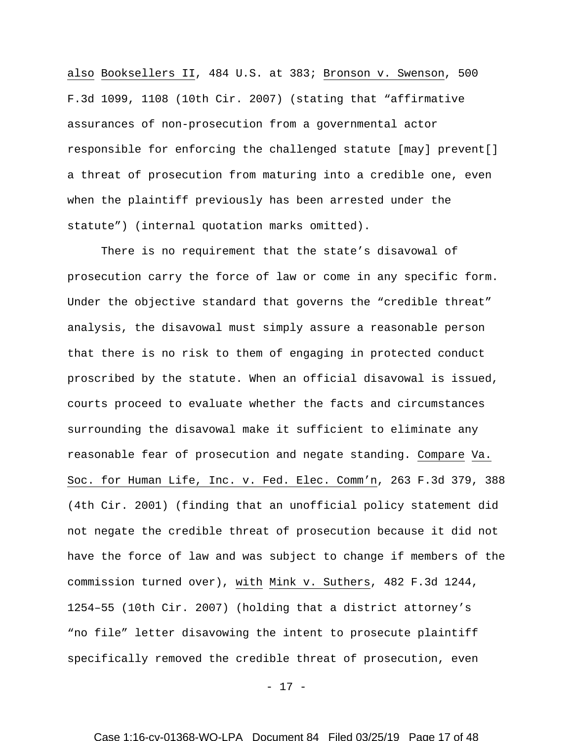also Booksellers II, 484 U.S. at 383; Bronson v. Swenson, 500 F.3d 1099, 1108 (10th Cir. 2007) (stating that "affirmative assurances of non-prosecution from a governmental actor responsible for enforcing the challenged statute [may] prevent[] a threat of prosecution from maturing into a credible one, even when the plaintiff previously has been arrested under the statute") (internal quotation marks omitted).

There is no requirement that the state's disavowal of prosecution carry the force of law or come in any specific form. Under the objective standard that governs the "credible threat" analysis, the disavowal must simply assure a reasonable person that there is no risk to them of engaging in protected conduct proscribed by the statute. When an official disavowal is issued, courts proceed to evaluate whether the facts and circumstances surrounding the disavowal make it sufficient to eliminate any reasonable fear of prosecution and negate standing. Compare Va. Soc. for Human Life, Inc. v. Fed. Elec. Comm'n, 263 F.3d 379, 388 (4th Cir. 2001) (finding that an unofficial policy statement did not negate the credible threat of prosecution because it did not have the force of law and was subject to change if members of the commission turned over), with Mink v. Suthers, 482 F.3d 1244, 1254–55 (10th Cir. 2007) (holding that a district attorney's "no file" letter disavowing the intent to prosecute plaintiff specifically removed the credible threat of prosecution, even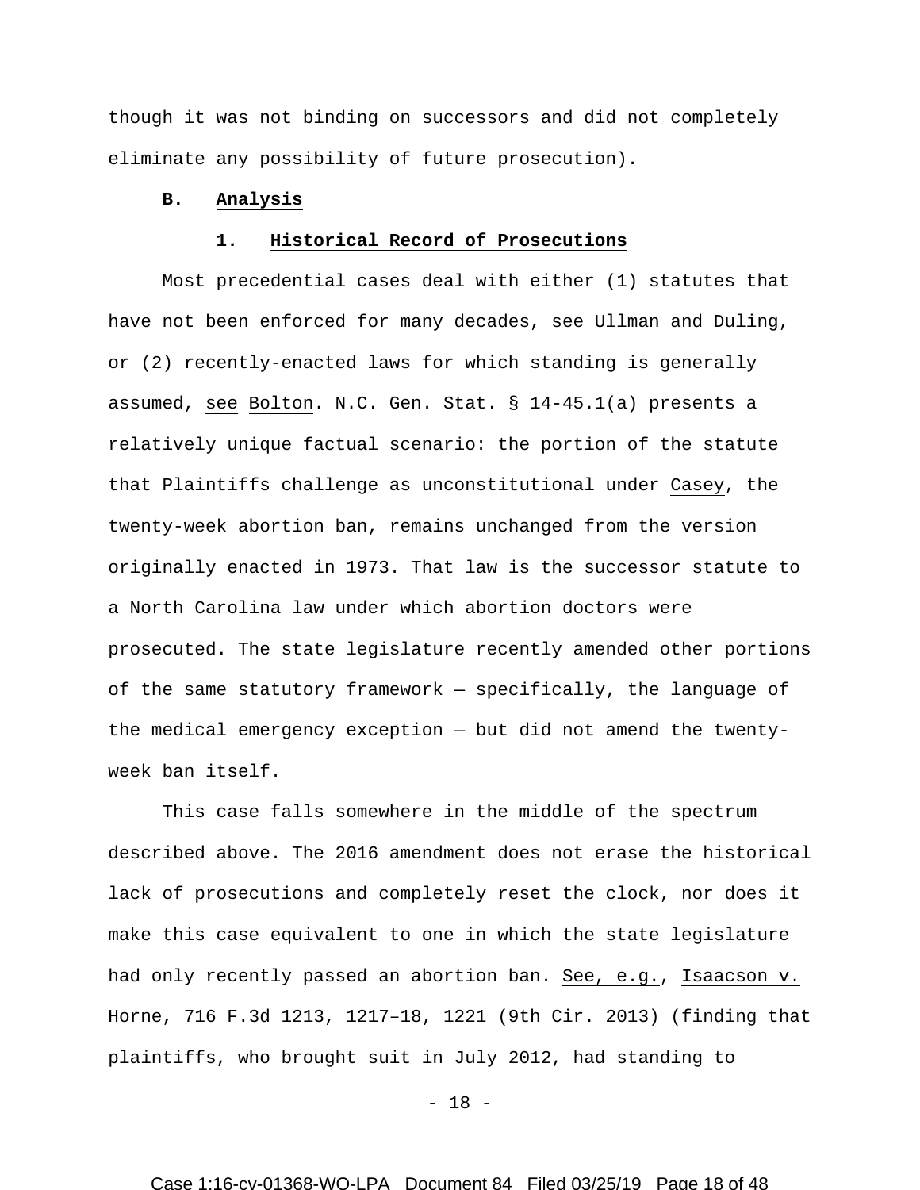though it was not binding on successors and did not completely eliminate any possibility of future prosecution).

**B. Analysis**

**1. Historical Record of Prosecutions**

Most precedential cases deal with either (1) statutes that have not been enforced for many decades, see Ullman and Duling, or (2) recently-enacted laws for which standing is generally assumed, see Bolton. N.C. Gen. Stat. § 14-45.1(a) presents a relatively unique factual scenario: the portion of the statute that Plaintiffs challenge as unconstitutional under Casey, the twenty-week abortion ban, remains unchanged from the version originally enacted in 1973. That law is the successor statute to a North Carolina law under which abortion doctors were prosecuted. The state legislature recently amended other portions of the same statutory framework — specifically, the language of the medical emergency exception — but did not amend the twenty-week ban itself.

This case falls somewhere in the middle of the spectrum described above. The 2016 amendment does not erase the historical lack of prosecutions and completely reset the clock, nor does it make this case equivalent to one in which the state legislature had only recently passed an abortion ban. See, e.g., Isaacson v. Horne, 716 F.3d 1213, 1217–18, 1221 (9th Cir. 2013) (finding that plaintiffs, who brought suit in July 2012, had standing to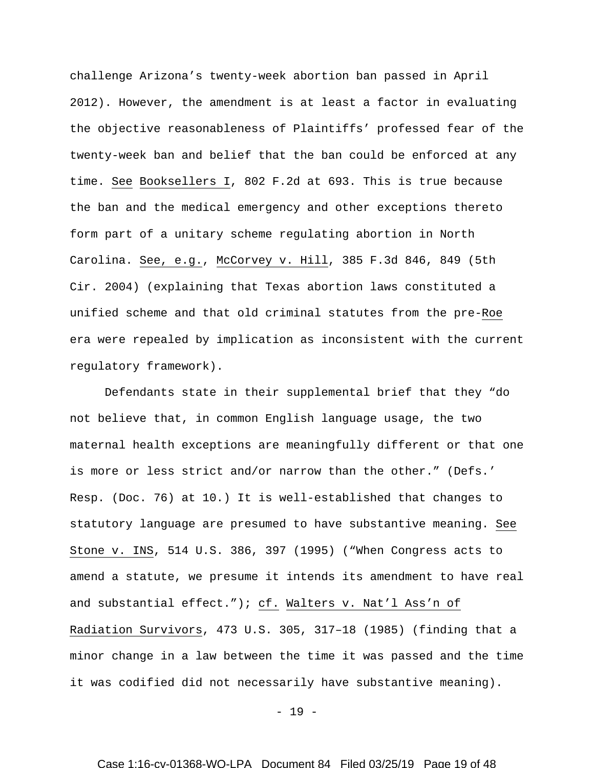challenge Arizona's twenty-week abortion ban passed in April 2012). However, the amendment is at least a factor in evaluating the objective reasonableness of Plaintiffs' professed fear of the twenty-week ban and belief that the ban could be enforced at any time. See Booksellers I, 802 F.2d at 693. This is true because the ban and the medical emergency and other exceptions thereto form part of a unitary scheme regulating abortion in North Carolina. See, e.g., McCorvey v. Hill, 385 F.3d 846, 849 (5th Cir. 2004) (explaining that Texas abortion laws constituted a unified scheme and that old criminal statutes from the pre-Roe era were repealed by implication as inconsistent with the current regulatory framework).

Defendants state in their supplemental brief that they "do not believe that, in common English language usage, the two maternal health exceptions are meaningfully different or that one is more or less strict and/or narrow than the other." (Defs.' Resp. (Doc. 76) at 10.) It is well-established that changes to statutory language are presumed to have substantive meaning. See Stone v. INS, 514 U.S. 386, 397 (1995) ("When Congress acts to amend a statute, we presume it intends its amendment to have real and substantial effect."); cf. Walters v. Nat'l Ass'n of Radiation Survivors, 473 U.S. 305, 317–18 (1985) (finding that a minor change in a law between the time it was passed and the time it was codified did not necessarily have substantive meaning).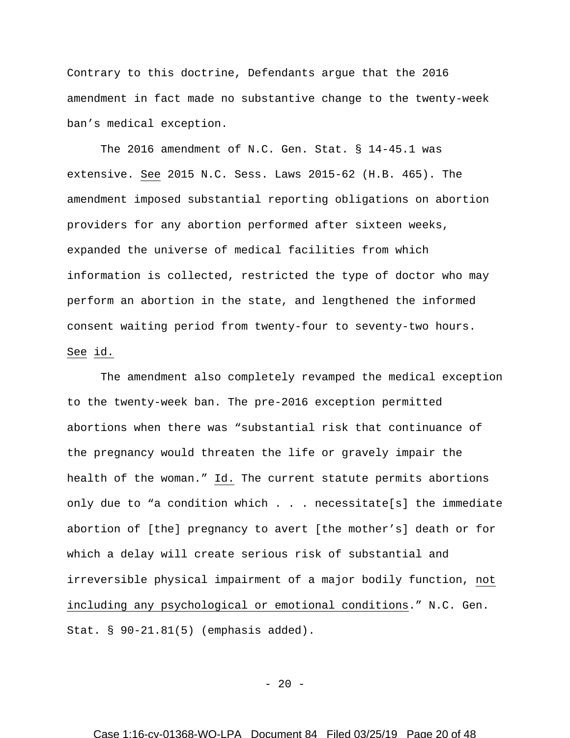Contrary to this doctrine, Defendants argue that the 2016 amendment in fact made no substantive change to the twenty-week ban's medical exception.

The 2016 amendment of N.C. Gen. Stat. § 14-45.1 was extensive. See 2015 N.C. Sess. Laws 2015-62 (H.B. 465). The amendment imposed substantial reporting obligations on abortion providers for any abortion performed after sixteen weeks, expanded the universe of medical facilities from which information is collected, restricted the type of doctor who may perform an abortion in the state, and lengthened the informed consent waiting period from twenty-four to seventy-two hours. See id.

The amendment also completely revamped the medical exception to the twenty-week ban. The pre-2016 exception permitted abortions when there was "substantial risk that continuance of the pregnancy would threaten the life or gravely impair the health of the woman." Id. The current statute permits abortions only due to "a condition which . . . necessitate[s] the immediate abortion of [the] pregnancy to avert [the mother's] death or for which a delay will create serious risk of substantial and irreversible physical impairment of a major bodily function, not including any psychological or emotional conditions." N.C. Gen. Stat. § 90-21.81(5) (emphasis added).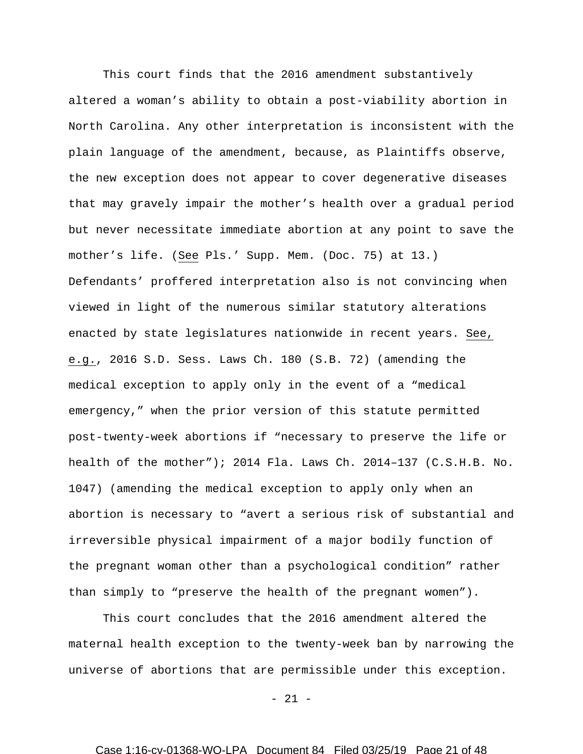This court finds that the 2016 amendment substantively altered a woman's ability to obtain a post-viability abortion in North Carolina. Any other interpretation is inconsistent with the plain language of the amendment, because, as Plaintiffs observe, the new exception does not appear to cover degenerative diseases that may gravely impair the mother's health over a gradual period but never necessitate immediate abortion at any point to save the mother's life. (See Pls.' Supp. Mem. (Doc. 75) at 13.) Defendants' proffered interpretation also is not convincing when viewed in light of the numerous similar statutory alterations enacted by state legislatures nationwide in recent years. See, e.g., 2016 S.D. Sess. Laws Ch. 180 (S.B. 72) (amending the medical exception to apply only in the event of a "medical emergency," when the prior version of this statute permitted post-twenty-week abortions if "necessary to preserve the life or health of the mother"); 2014 Fla. Laws Ch. 2014–137 (C.S.H.B. No. 1047) (amending the medical exception to apply only when an abortion is necessary to "avert a serious risk of substantial and irreversible physical impairment of a major bodily function of the pregnant woman other than a psychological condition" rather than simply to "preserve the health of the pregnant women").

This court concludes that the 2016 amendment altered the maternal health exception to the twenty-week ban by narrowing the universe of abortions that are permissible under this exception.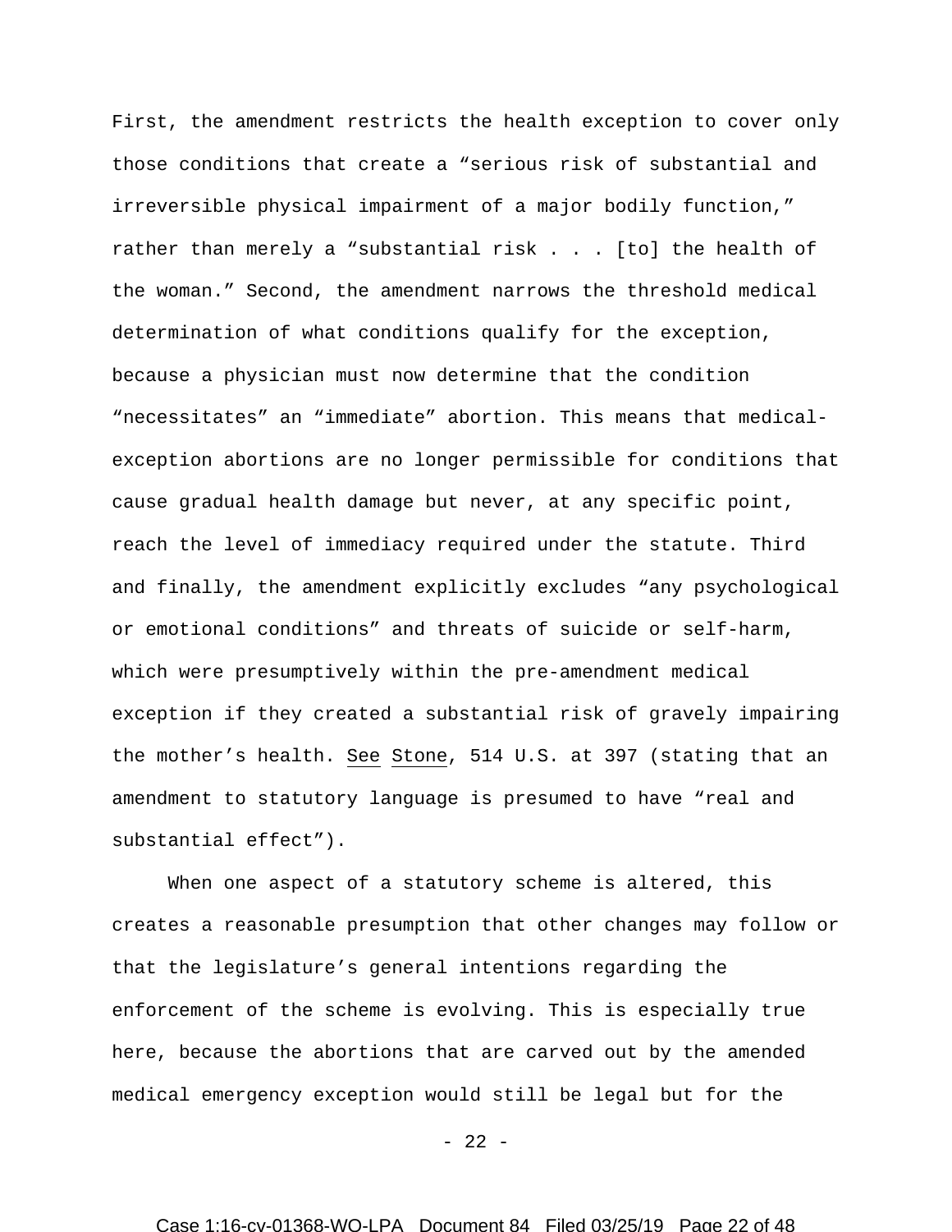First, the amendment restricts the health exception to cover only those conditions that create a "serious risk of substantial and irreversible physical impairment of a major bodily function," rather than merely a "substantial risk . . . [to] the health of the woman." Second, the amendment narrows the threshold medical determination of what conditions qualify for the exception, because a physician must now determine that the condition "necessitates" an "immediate" abortion. This means that medical-exception abortions are no longer permissible for conditions that cause gradual health damage but never, at any specific point, reach the level of immediacy required under the statute. Third and finally, the amendment explicitly excludes "any psychological or emotional conditions" and threats of suicide or self-harm, which were presumptively within the pre-amendment medical exception if they created a substantial risk of gravely impairing the mother's health. See Stone, 514 U.S. at 397 (stating that an amendment to statutory language is presumed to have "real and substantial effect").

When one aspect of a statutory scheme is altered, this creates a reasonable presumption that other changes may follow or that the legislature's general intentions regarding the enforcement of the scheme is evolving. This is especially true here, because the abortions that are carved out by the amended medical emergency exception would still be legal but for the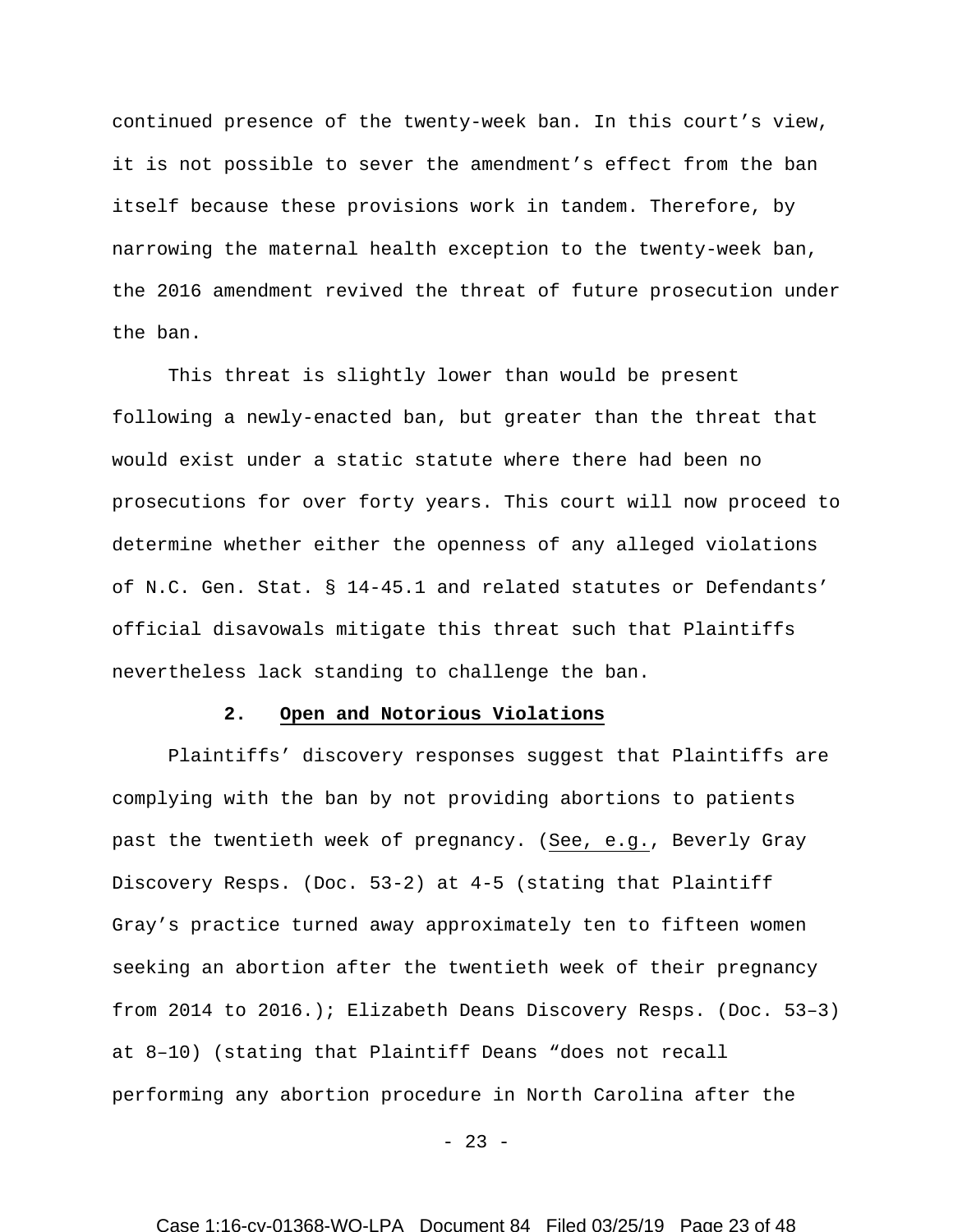continued presence of the twenty-week ban. In this court's view, it is not possible to sever the amendment's effect from the ban itself because these provisions work in tandem. Therefore, by narrowing the maternal health exception to the twenty-week ban, the 2016 amendment revived the threat of future prosecution under the ban.

This threat is slightly lower than would be present following a newly-enacted ban, but greater than the threat that would exist under a static statute where there had been no prosecutions for over forty years. This court will now proceed to determine whether either the openness of any alleged violations of N.C. Gen. Stat. § 14-45.1 and related statutes or Defendants' official disavowals mitigate this threat such that Plaintiffs nevertheless lack standing to challenge the ban.

### 2. Open and Notorious Violations

Plaintiffs' discovery responses suggest that Plaintiffs are complying with the ban by not providing abortions to patients past the twentieth week of pregnancy. (See, e.g., Beverly Gray Discovery Resps. (Doc. 53-2) at 4-5 (stating that Plaintiff Gray's practice turned away approximately ten to fifteen women seeking an abortion after the twentieth week of their pregnancy from 2014 to 2016.); Elizabeth Deans Discovery Resps. (Doc. 53–3) at 8–10) (stating that Plaintiff Deans "does not recall performing any abortion procedure in North Carolina after the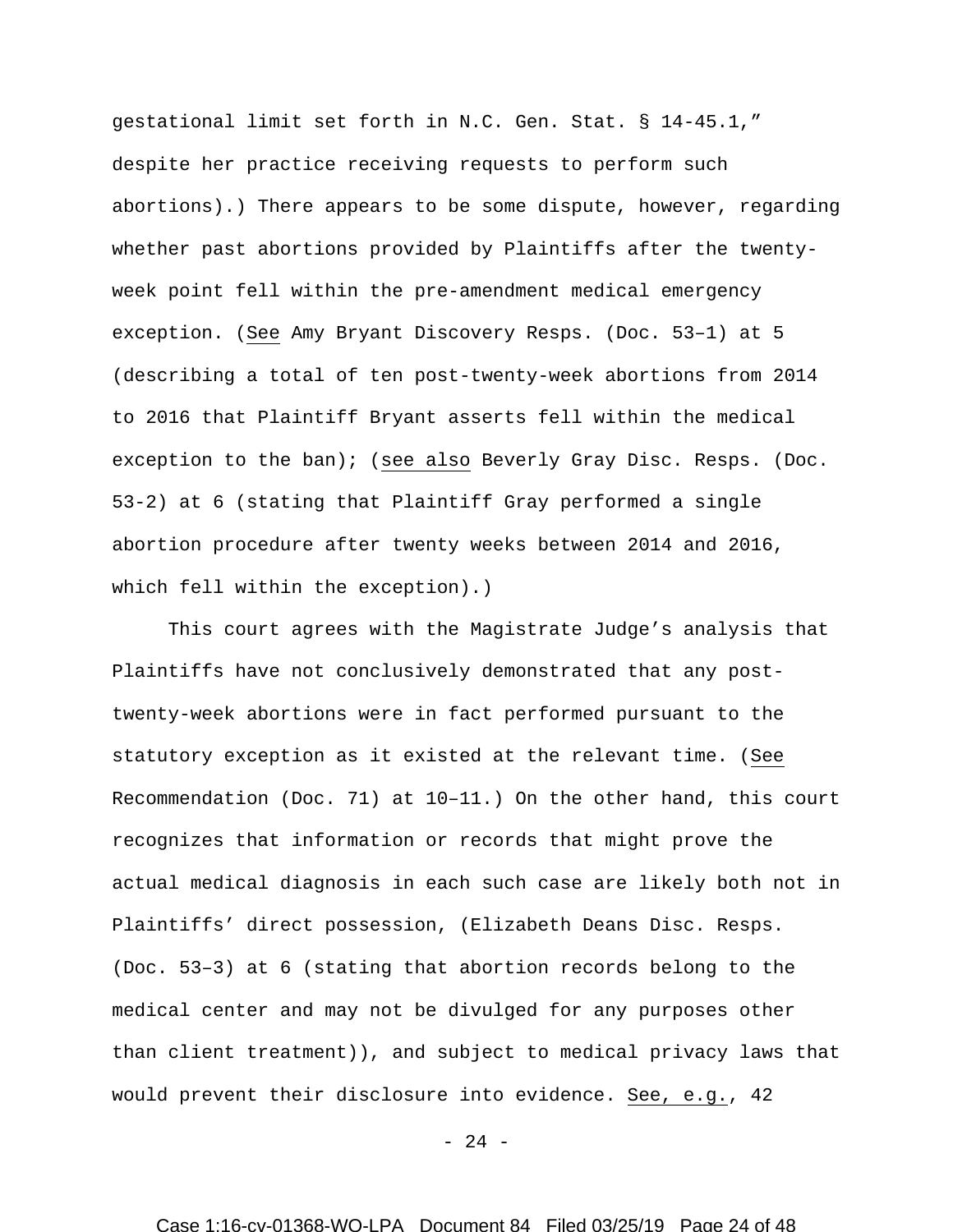gestational limit set forth in N.C. Gen. Stat. § 14-45.1," despite her practice receiving requests to perform such abortions).) There appears to be some dispute, however, regarding whether past abortions provided by Plaintiffs after the twenty-week point fell within the pre-amendment medical emergency exception. (See Amy Bryant Discovery Resps. (Doc. 53–1) at 5 (describing a total of ten post-twenty-week abortions from 2014 to 2016 that Plaintiff Bryant asserts fell within the medical exception to the ban); (see also Beverly Gray Disc. Resps. (Doc. 53-2) at 6 (stating that Plaintiff Gray performed a single abortion procedure after twenty weeks between 2014 and 2016, which fell within the exception).)

This court agrees with the Magistrate Judge's analysis that Plaintiffs have not conclusively demonstrated that any post-twenty-week abortions were in fact performed pursuant to the statutory exception as it existed at the relevant time. (See Recommendation (Doc. 71) at 10–11.) On the other hand, this court recognizes that information or records that might prove the actual medical diagnosis in each such case are likely both not in Plaintiffs' direct possession, (Elizabeth Deans Disc. Resps. (Doc. 53–3) at 6 (stating that abortion records belong to the medical center and may not be divulged for any purposes other than client treatment)), and subject to medical privacy laws that would prevent their disclosure into evidence. See, e.g., 42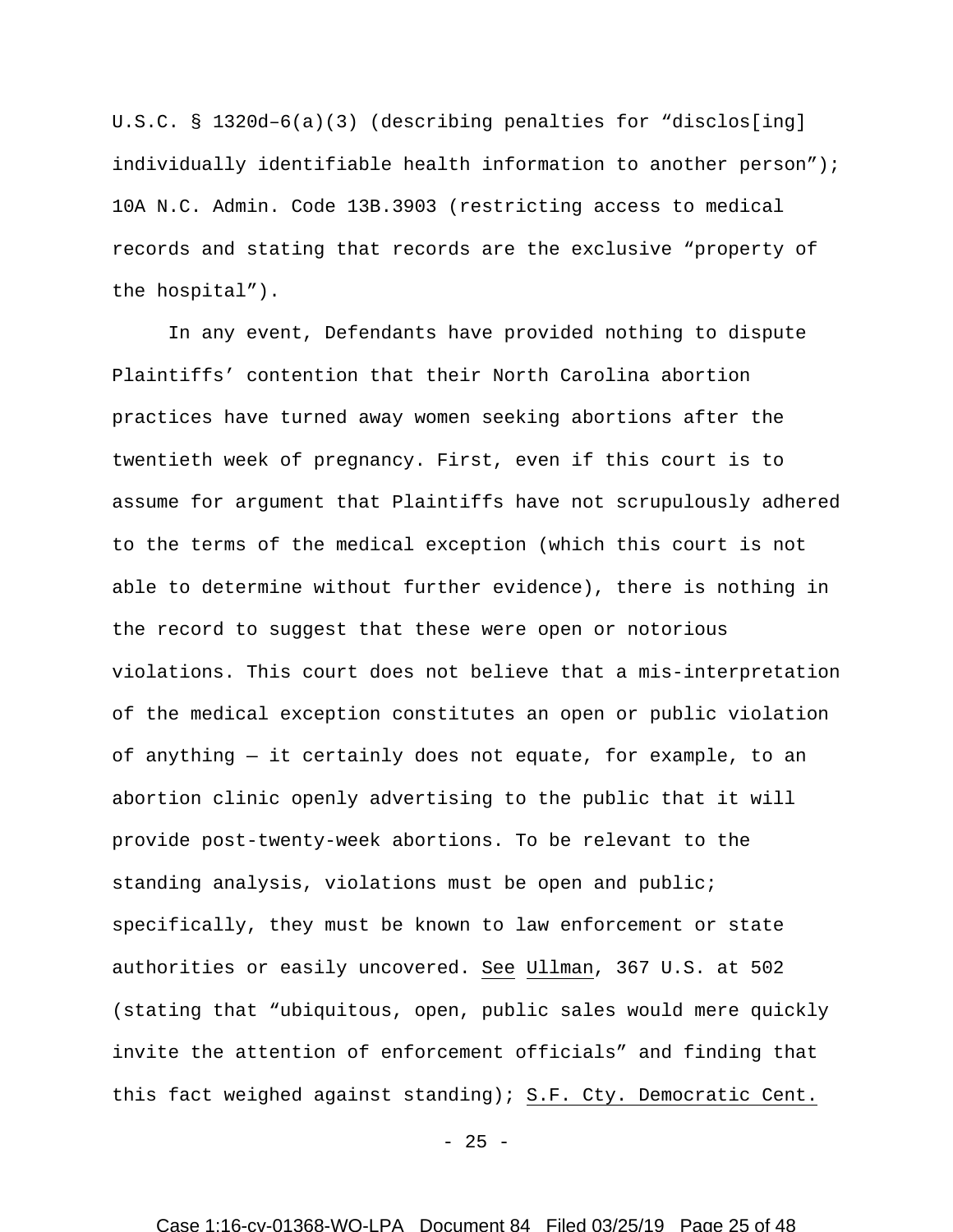U.S.C. § 1320d–6(a)(3) (describing penalties for "disclos[ing] individually identifiable health information to another person"); 10A N.C. Admin. Code 13B.3903 (restricting access to medical records and stating that records are the exclusive "property of the hospital").

In any event, Defendants have provided nothing to dispute Plaintiffs' contention that their North Carolina abortion practices have turned away women seeking abortions after the twentieth week of pregnancy. First, even if this court is to assume for argument that Plaintiffs have not scrupulously adhered to the terms of the medical exception (which this court is not able to determine without further evidence), there is nothing in the record to suggest that these were open or notorious violations. This court does not believe that a mis-interpretation of the medical exception constitutes an open or public violation of anything — it certainly does not equate, for example, to an abortion clinic openly advertising to the public that it will provide post-twenty-week abortions. To be relevant to the standing analysis, violations must be open and public; specifically, they must be known to law enforcement or state authorities or easily uncovered. See Ullman, 367 U.S. at 502 (stating that "ubiquitous, open, public sales would mere quickly invite the attention of enforcement officials" and finding that this fact weighed against standing); S.F. Cty. Democratic Cent.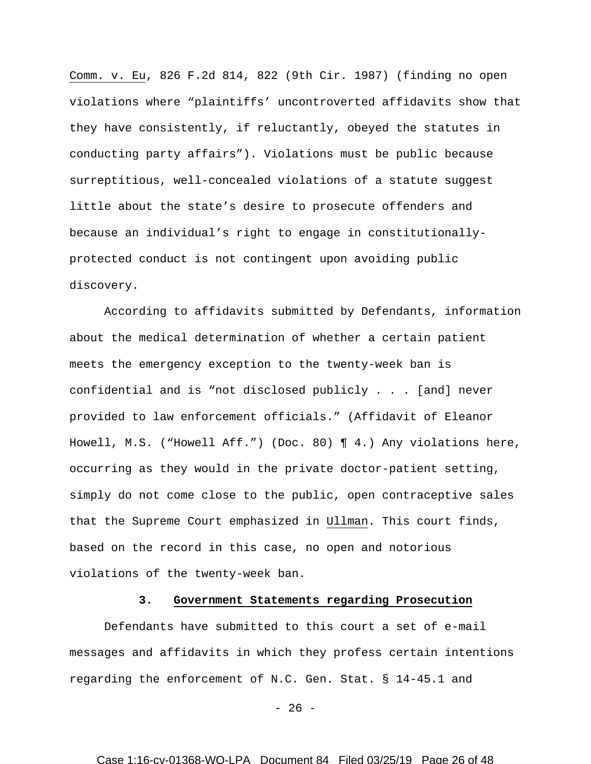Comm. v. Eu, 826 F.2d 814, 822 (9th Cir. 1987) (finding no open violations where "plaintiffs' uncontroverted affidavits show that they have consistently, if reluctantly, obeyed the statutes in conducting party affairs"). Violations must be public because surreptitious, well-concealed violations of a statute suggest little about the state's desire to prosecute offenders and because an individual's right to engage in constitutionally-protected conduct is not contingent upon avoiding public discovery.

According to affidavits submitted by Defendants, information about the medical determination of whether a certain patient meets the emergency exception to the twenty-week ban is confidential and is "not disclosed publicly . . . [and] never provided to law enforcement officials." (Affidavit of Eleanor Howell, M.S. ("Howell Aff.") (Doc. 80) ¶ 4.) Any violations here, occurring as they would in the private doctor-patient setting, simply do not come close to the public, open contraceptive sales that the Supreme Court emphasized in Ullman. This court finds, based on the record in this case, no open and notorious violations of the twenty-week ban.

### 3. Government Statements regarding Prosecution

Defendants have submitted to this court a set of e-mail messages and affidavits in which they profess certain intentions regarding the enforcement of N.C. Gen. Stat. § 14-45.1 and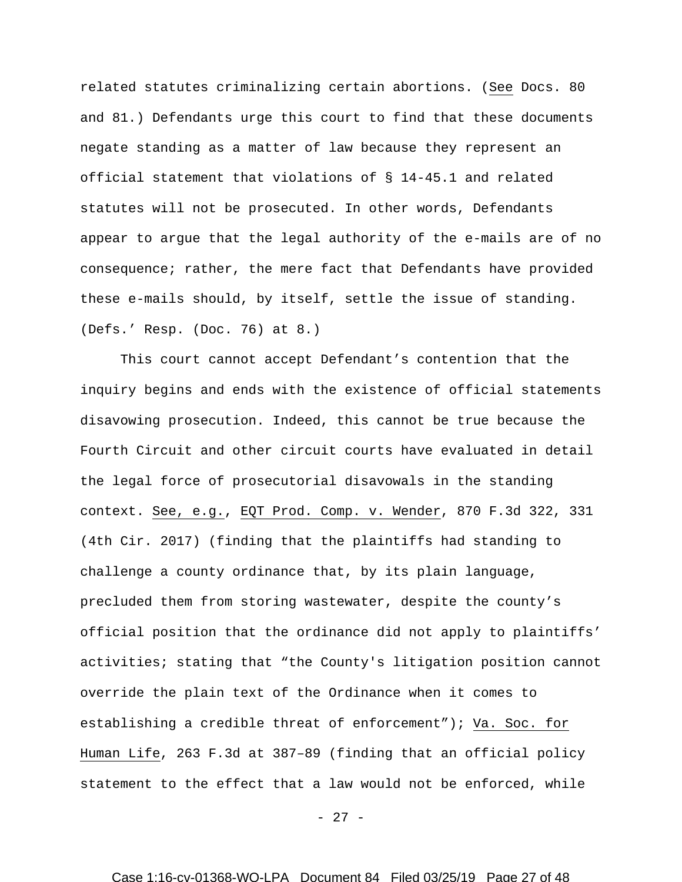related statutes criminalizing certain abortions. (See Docs. 80 and 81.) Defendants urge this court to find that these documents negate standing as a matter of law because they represent an official statement that violations of § 14-45.1 and related statutes will not be prosecuted. In other words, Defendants appear to argue that the legal authority of the e-mails are of no consequence; rather, the mere fact that Defendants have provided these e-mails should, by itself, settle the issue of standing. (Defs.' Resp. (Doc. 76) at 8.)

This court cannot accept Defendant's contention that the inquiry begins and ends with the existence of official statements disavowing prosecution. Indeed, this cannot be true because the Fourth Circuit and other circuit courts have evaluated in detail the legal force of prosecutorial disavowals in the standing context. See, e.g., EQT Prod. Comp. v. Wender, 870 F.3d 322, 331 (4th Cir. 2017) (finding that the plaintiffs had standing to challenge a county ordinance that, by its plain language, precluded them from storing wastewater, despite the county's official position that the ordinance did not apply to plaintiffs' activities; stating that "the County's litigation position cannot override the plain text of the Ordinance when it comes to establishing a credible threat of enforcement"); Va. Soc. for Human Life, 263 F.3d at 387–89 (finding that an official policy statement to the effect that a law would not be enforced, while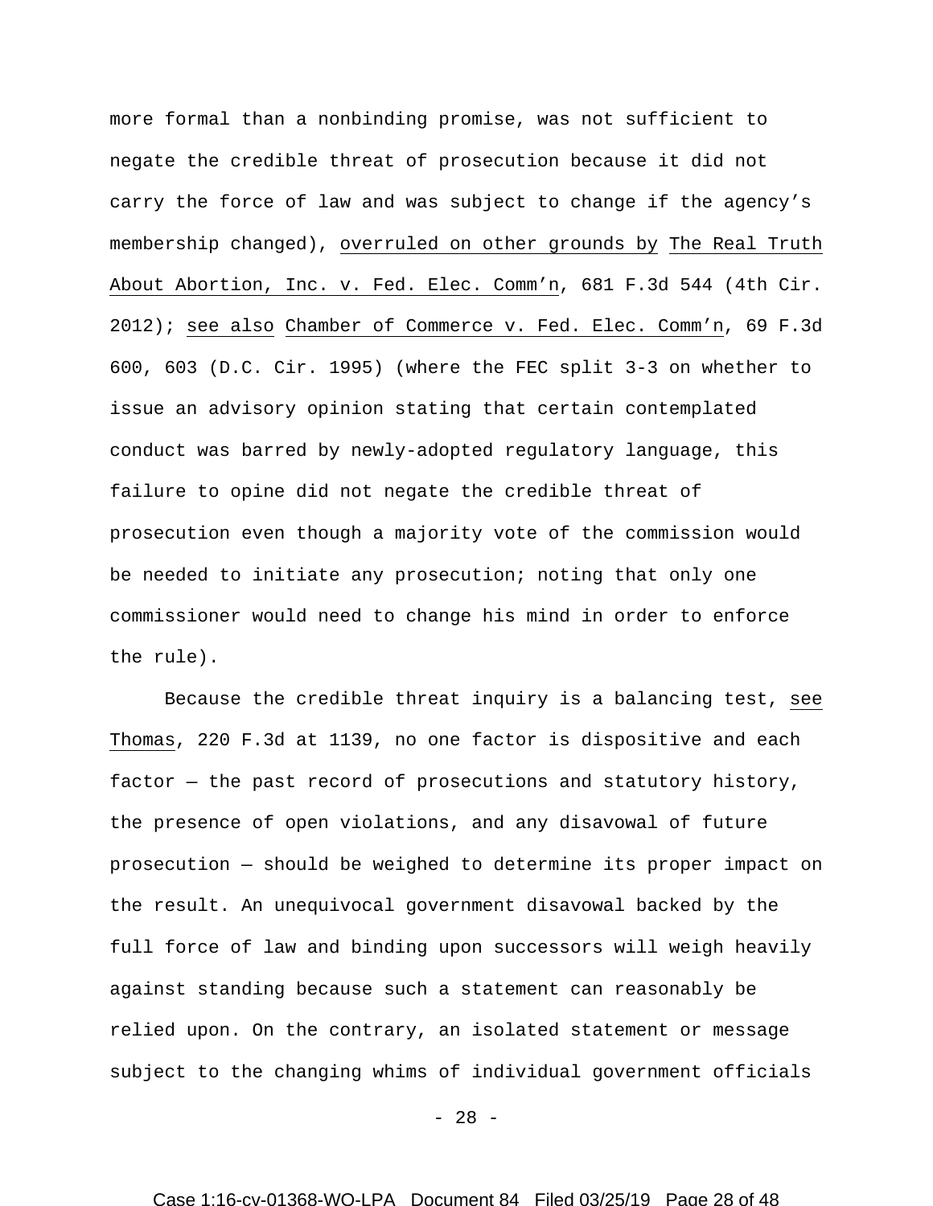more formal than a nonbinding promise, was not sufficient to negate the credible threat of prosecution because it did not carry the force of law and was subject to change if the agency's membership changed), overruled on other grounds by The Real Truth About Abortion, Inc. v. Fed. Elec. Comm'n, 681 F.3d 544 (4th Cir. 2012); see also Chamber of Commerce v. Fed. Elec. Comm'n, 69 F.3d 600, 603 (D.C. Cir. 1995) (where the FEC split 3-3 on whether to issue an advisory opinion stating that certain contemplated conduct was barred by newly-adopted regulatory language, this failure to opine did not negate the credible threat of prosecution even though a majority vote of the commission would be needed to initiate any prosecution; noting that only one commissioner would need to change his mind in order to enforce the rule).

Because the credible threat inquiry is a balancing test, see Thomas, 220 F.3d at 1139, no one factor is dispositive and each factor — the past record of prosecutions and statutory history, the presence of open violations, and any disavowal of future prosecution — should be weighed to determine its proper impact on the result. An unequivocal government disavowal backed by the full force of law and binding upon successors will weigh heavily against standing because such a statement can reasonably be relied upon. On the contrary, an isolated statement or message subject to the changing whims of individual government officials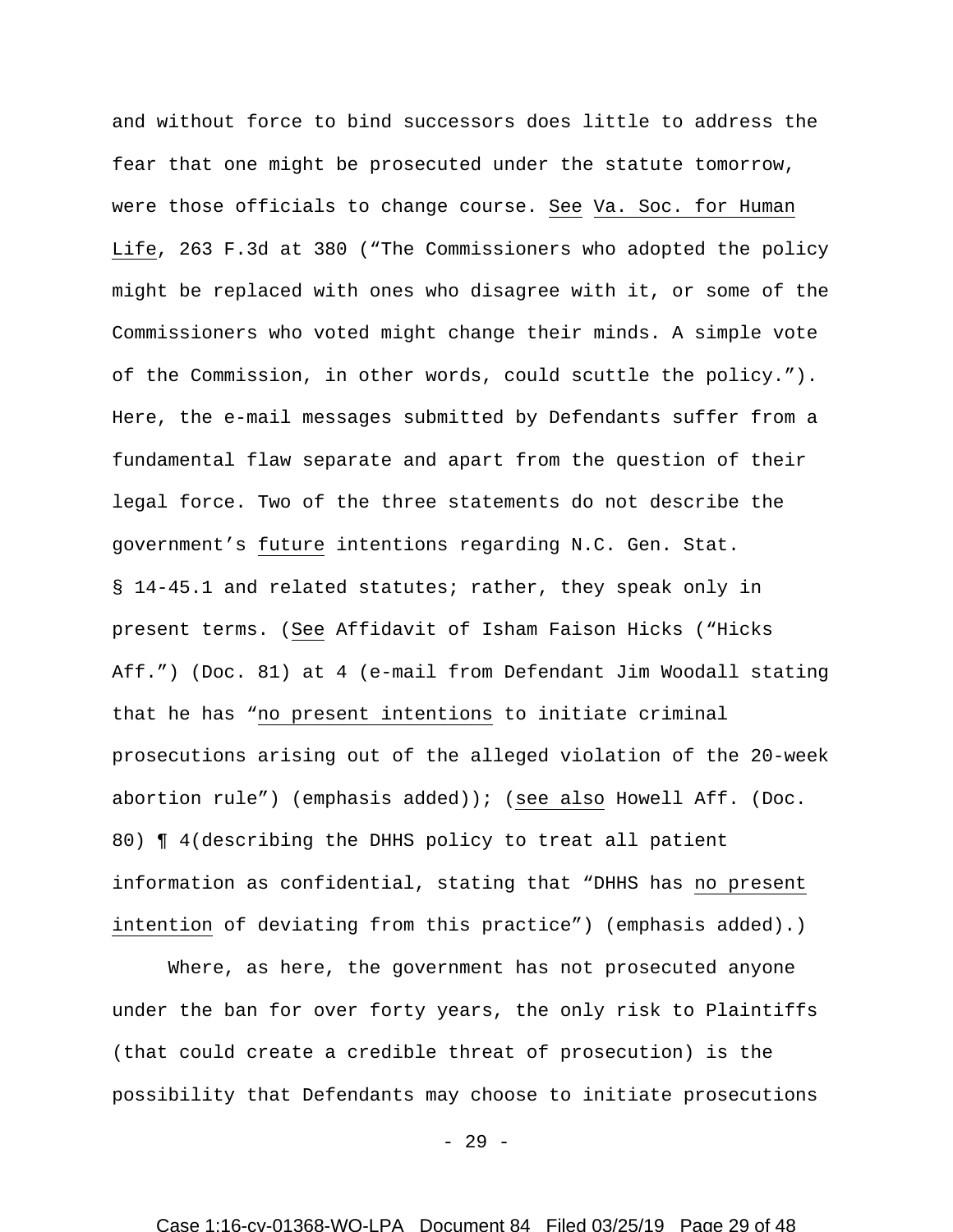and without force to bind successors does little to address the fear that one might be prosecuted under the statute tomorrow, were those officials to change course. See Va. Soc. for Human Life, 263 F.3d at 380 ("The Commissioners who adopted the policy might be replaced with ones who disagree with it, or some of the Commissioners who voted might change their minds. A simple vote of the Commission, in other words, could scuttle the policy."). Here, the e-mail messages submitted by Defendants suffer from a fundamental flaw separate and apart from the question of their legal force. Two of the three statements do not describe the government's future intentions regarding N.C. Gen. Stat. § 14-45.1 and related statutes; rather, they speak only in present terms. (See Affidavit of Isham Faison Hicks ("Hicks Aff.") (Doc. 81) at 4 (e-mail from Defendant Jim Woodall stating that he has "no present intentions to initiate criminal prosecutions arising out of the alleged violation of the 20-week abortion rule") (emphasis added)); (see also Howell Aff. (Doc. 80) ¶ 4(describing the DHHS policy to treat all patient information as confidential, stating that "DHHS has no present intention of deviating from this practice") (emphasis added).)

Where, as here, the government has not prosecuted anyone under the ban for over forty years, the only risk to Plaintiffs (that could create a credible threat of prosecution) is the possibility that Defendants may choose to initiate prosecutions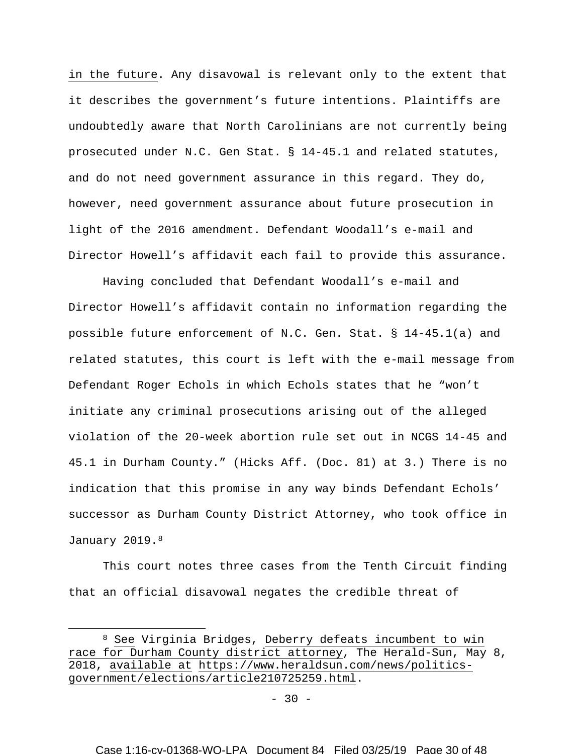in the future. Any disavowal is relevant only to the extent that it describes the government's future intentions. Plaintiffs are undoubtedly aware that North Carolinians are not currently being prosecuted under N.C. Gen Stat. § 14-45.1 and related statutes, and do not need government assurance in this regard. They do, however, need government assurance about future prosecution in light of the 2016 amendment. Defendant Woodall's e-mail and Director Howell's affidavit each fail to provide this assurance.

Having concluded that Defendant Woodall's e-mail and Director Howell's affidavit contain no information regarding the possible future enforcement of N.C. Gen. Stat. § 14-45.1(a) and related statutes, this court is left with the e-mail message from Defendant Roger Echols in which Echols states that he "won't initiate any criminal prosecutions arising out of the alleged violation of the 20-week abortion rule set out in NCGS 14-45 and 45.1 in Durham County." (Hicks Aff. (Doc. 81) at 3.) There is no indication that this promise in any way binds Defendant Echols' successor as Durham County District Attorney, who took office in January 2019.[8]

This court notes three cases from the Tenth Circuit finding that an official disavowal negates the credible threat of

---

[8] See Virginia Bridges, Deberry defeats incumbent to win race for Durham County district attorney, The Herald-Sun, May 8, 2018, available at https://www.heraldsun.com/news/politics-government/elections/article210725259.html.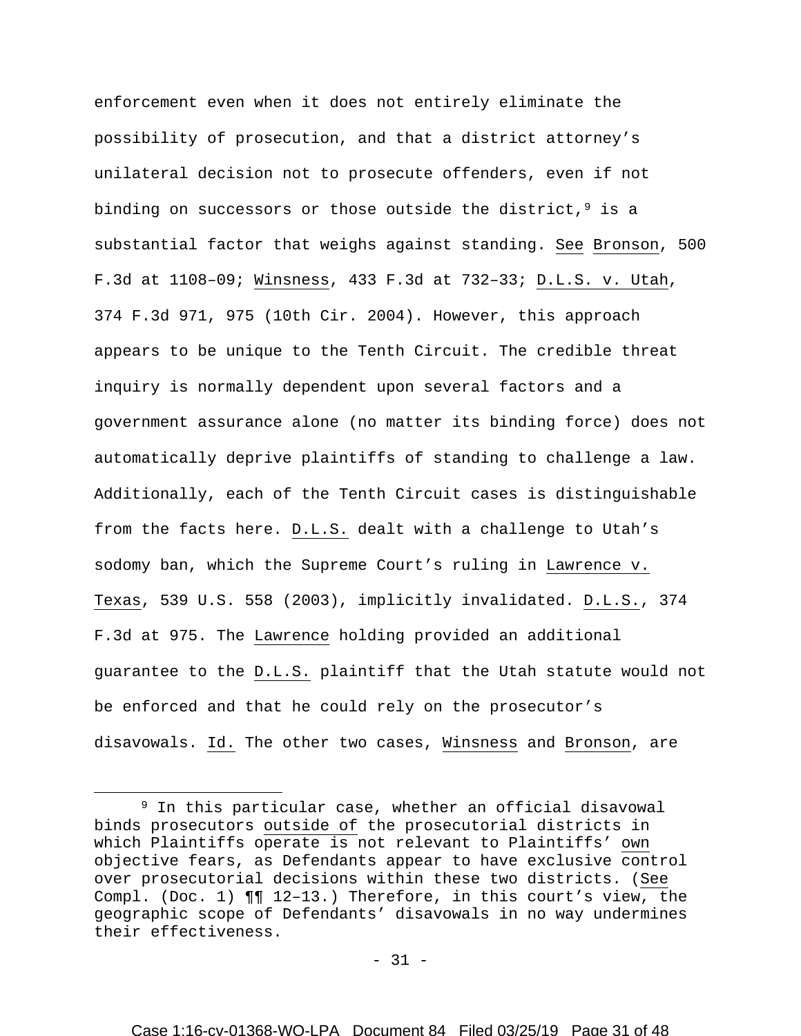enforcement even when it does not entirely eliminate the possibility of prosecution, and that a district attorney's unilateral decision not to prosecute offenders, even if not binding on successors or those outside the district,[9] is a substantial factor that weighs against standing. See Bronson, 500 F.3d at 1108–09; Winsness, 433 F.3d at 732–33; D.L.S. v. Utah, 374 F.3d 971, 975 (10th Cir. 2004). However, this approach appears to be unique to the Tenth Circuit. The credible threat inquiry is normally dependent upon several factors and a government assurance alone (no matter its binding force) does not automatically deprive plaintiffs of standing to challenge a law. Additionally, each of the Tenth Circuit cases is distinguishable from the facts here. D.L.S. dealt with a challenge to Utah's sodomy ban, which the Supreme Court's ruling in Lawrence v. Texas, 539 U.S. 558 (2003), implicitly invalidated. D.L.S., 374 F.3d at 975. The Lawrence holding provided an additional guarantee to the D.L.S. plaintiff that the Utah statute would not be enforced and that he could rely on the prosecutor's disavowals. Id. The other two cases, Winsness and Bronson, are

[9] In this particular case, whether an official disavowal binds prosecutors outside of the prosecutorial districts in which Plaintiffs operate is not relevant to Plaintiffs' own objective fears, as Defendants appear to have exclusive control over prosecutorial decisions within these two districts. (See Compl. (Doc. 1) ¶¶ 12–13.) Therefore, in this court's view, the geographic scope of Defendants' disavowals in no way undermines their effectiveness.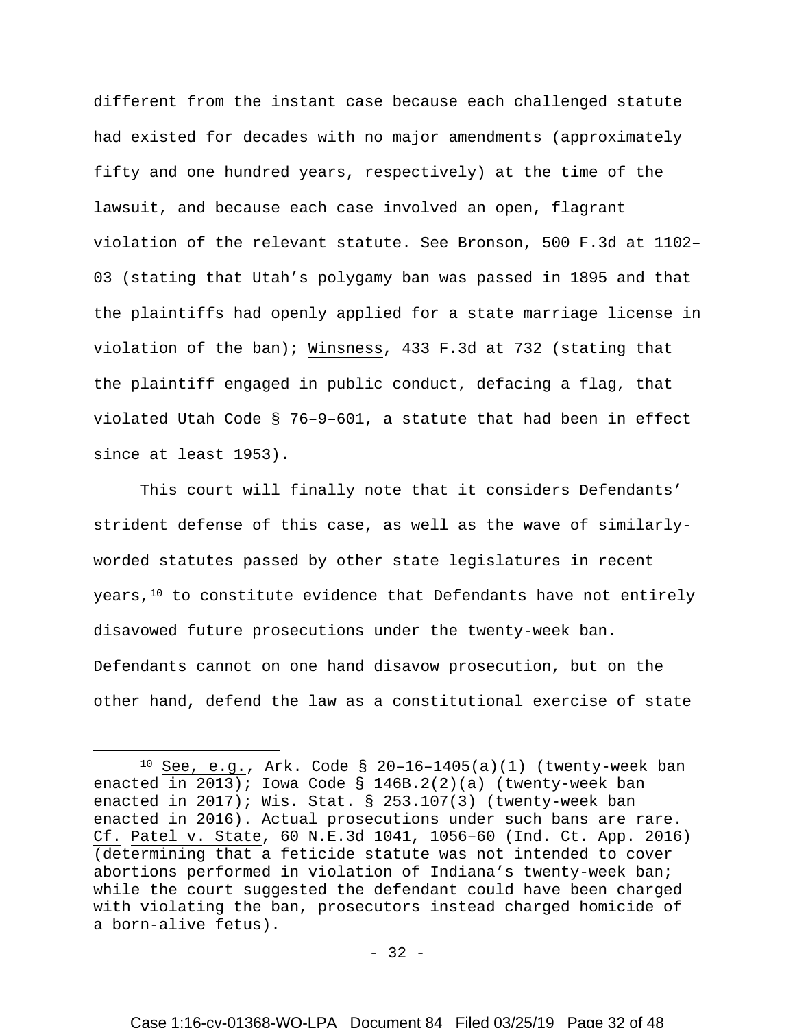different from the instant case because each challenged statute had existed for decades with no major amendments (approximately fifty and one hundred years, respectively) at the time of the lawsuit, and because each case involved an open, flagrant violation of the relevant statute. See Bronson, 500 F.3d at 1102–03 (stating that Utah's polygamy ban was passed in 1895 and that the plaintiffs had openly applied for a state marriage license in violation of the ban); Winsness, 433 F.3d at 732 (stating that the plaintiff engaged in public conduct, defacing a flag, that violated Utah Code § 76–9–601, a statute that had been in effect since at least 1953).

This court will finally note that it considers Defendants' strident defense of this case, as well as the wave of similarly-worded statutes passed by other state legislatures in recent years,[10] to constitute evidence that Defendants have not entirely disavowed future prosecutions under the twenty-week ban. Defendants cannot on one hand disavow prosecution, but on the other hand, defend the law as a constitutional exercise of state

---

[10] See, e.g., Ark. Code § 20–16–1405(a)(1) (twenty-week ban enacted in 2013); Iowa Code § 146B.2(2)(a) (twenty-week ban enacted in 2017); Wis. Stat. § 253.107(3) (twenty-week ban enacted in 2016). Actual prosecutions under such bans are rare. Cf. Patel v. State, 60 N.E.3d 1041, 1056–60 (Ind. Ct. App. 2016) (determining that a feticide statute was not intended to cover abortions performed in violation of Indiana's twenty-week ban; while the court suggested the defendant could have been charged with violating the ban, prosecutors instead charged homicide of a born-alive fetus).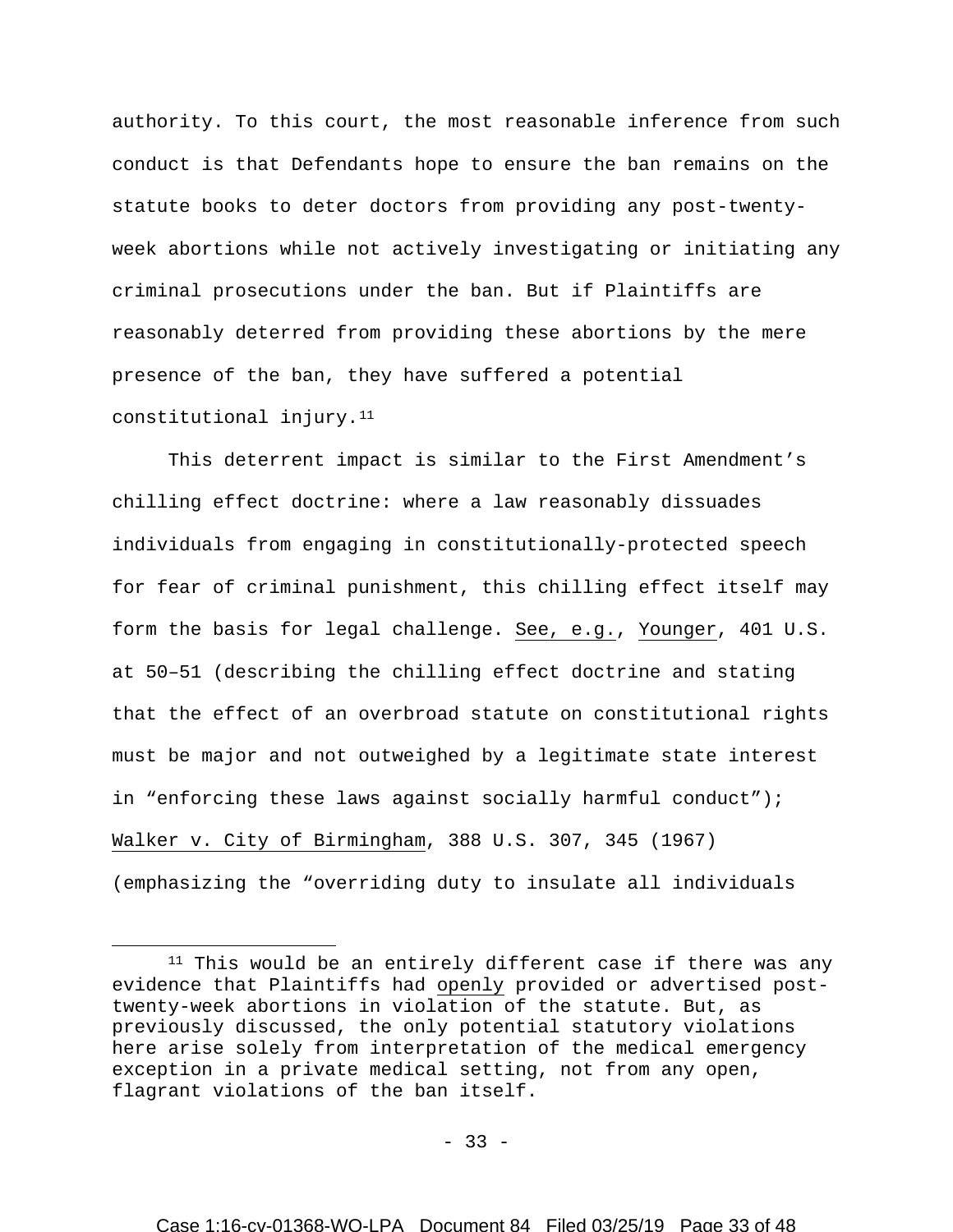authority. To this court, the most reasonable inference from such conduct is that Defendants hope to ensure the ban remains on the statute books to deter doctors from providing any post-twenty-week abortions while not actively investigating or initiating any criminal prosecutions under the ban. But if Plaintiffs are reasonably deterred from providing these abortions by the mere presence of the ban, they have suffered a potential constitutional injury.[11]

This deterrent impact is similar to the First Amendment's chilling effect doctrine: where a law reasonably dissuades individuals from engaging in constitutionally-protected speech for fear of criminal punishment, this chilling effect itself may form the basis for legal challenge. See, e.g., Younger, 401 U.S. at 50–51 (describing the chilling effect doctrine and stating that the effect of an overbroad statute on constitutional rights must be major and not outweighed by a legitimate state interest in "enforcing these laws against socially harmful conduct"); Walker v. City of Birmingham, 388 U.S. 307, 345 (1967) (emphasizing the "overriding duty to insulate all individuals

---

[11] This would be an entirely different case if there was any evidence that Plaintiffs had openly provided or advertised post-twenty-week abortions in violation of the statute. But, as previously discussed, the only potential statutory violations here arise solely from interpretation of the medical emergency exception in a private medical setting, not from any open, flagrant violations of the ban itself.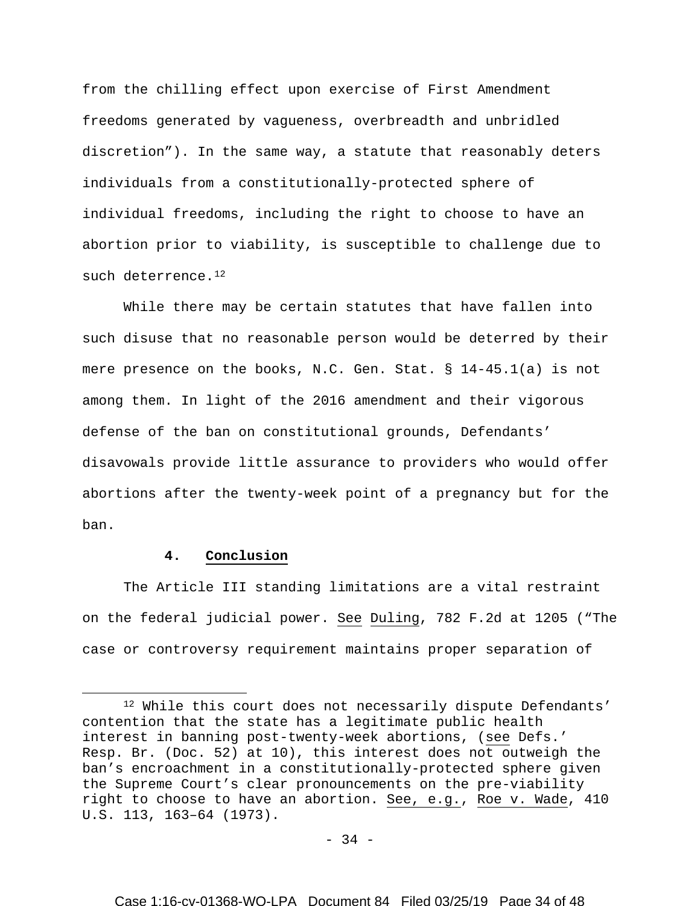from the chilling effect upon exercise of First Amendment freedoms generated by vagueness, overbreadth and unbridled discretion"). In the same way, a statute that reasonably deters individuals from a constitutionally-protected sphere of individual freedoms, including the right to choose to have an abortion prior to viability, is susceptible to challenge due to such deterrence.[12]

While there may be certain statutes that have fallen into such disuse that no reasonable person would be deterred by their mere presence on the books, N.C. Gen. Stat. § 14-45.1(a) is not among them. In light of the 2016 amendment and their vigorous defense of the ban on constitutional grounds, Defendants' disavowals provide little assurance to providers who would offer abortions after the twenty-week point of a pregnancy but for the ban.

#### 4. Conclusion

The Article III standing limitations are a vital restraint on the federal judicial power. See Duling, 782 F.2d at 1205 ("The case or controversy requirement maintains proper separation of

---

[12] While this court does not necessarily dispute Defendants' contention that the state has a legitimate public health interest in banning post-twenty-week abortions, (see Defs.' Resp. Br. (Doc. 52) at 10), this interest does not outweigh the ban's encroachment in a constitutionally-protected sphere given the Supreme Court's clear pronouncements on the pre-viability right to choose to have an abortion. See, e.g., Roe v. Wade, 410 U.S. 113, 163–64 (1973).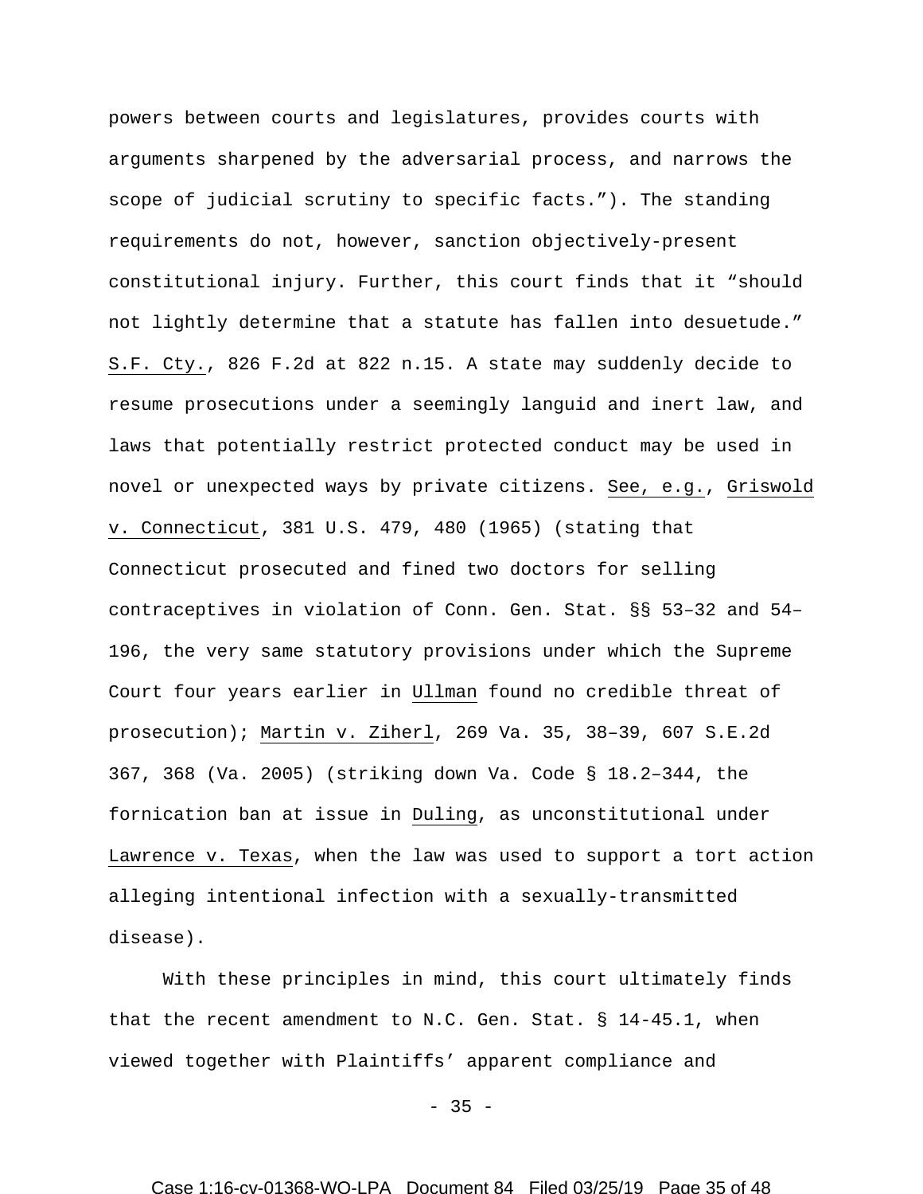powers between courts and legislatures, provides courts with arguments sharpened by the adversarial process, and narrows the scope of judicial scrutiny to specific facts.”). The standing requirements do not, however, sanction objectively-present constitutional injury. Further, this court finds that it “should not lightly determine that a statute has fallen into desuetude.” S.F. Cty., 826 F.2d at 822 n.15. A state may suddenly decide to resume prosecutions under a seemingly languid and inert law, and laws that potentially restrict protected conduct may be used in novel or unexpected ways by private citizens. See, e.g., Griswold v. Connecticut, 381 U.S. 479, 480 (1965) (stating that Connecticut prosecuted and fined two doctors for selling contraceptives in violation of Conn. Gen. Stat. §§ 53–32 and 54–196, the very same statutory provisions under which the Supreme Court four years earlier in Ullman found no credible threat of prosecution); Martin v. Ziherl, 269 Va. 35, 38–39, 607 S.E.2d 367, 368 (Va. 2005) (striking down Va. Code § 18.2–344, the fornication ban at issue in Duling, as unconstitutional under Lawrence v. Texas, when the law was used to support a tort action alleging intentional infection with a sexually-transmitted disease).

With these principles in mind, this court ultimately finds that the recent amendment to N.C. Gen. Stat. § 14-45.1, when viewed together with Plaintiffs’ apparent compliance and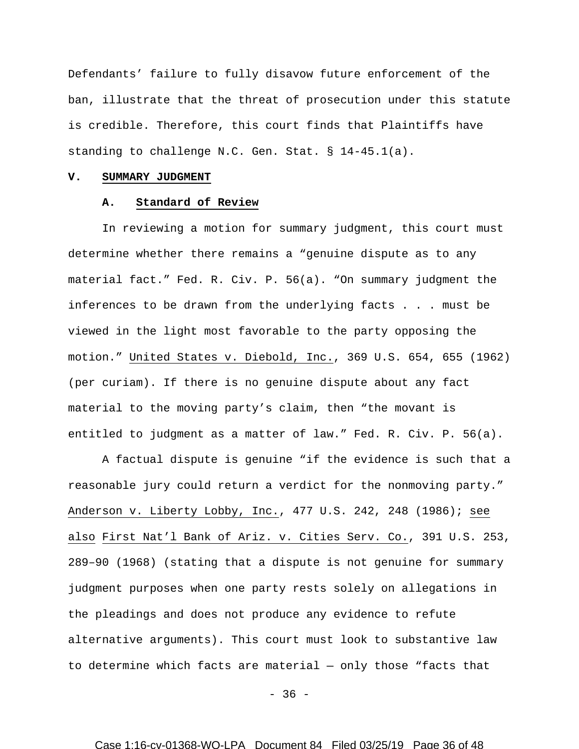Defendants' failure to fully disavow future enforcement of the ban, illustrate that the threat of prosecution under this statute is credible. Therefore, this court finds that Plaintiffs have standing to challenge N.C. Gen. Stat. § 14-45.1(a).

## V. SUMMARY JUDGMENT

### A. Standard of Review

In reviewing a motion for summary judgment, this court must determine whether there remains a "genuine dispute as to any material fact." Fed. R. Civ. P. 56(a). "On summary judgment the inferences to be drawn from the underlying facts . . . must be viewed in the light most favorable to the party opposing the motion." United States v. Diebold, Inc., 369 U.S. 654, 655 (1962) (per curiam). If there is no genuine dispute about any fact material to the moving party's claim, then "the movant is entitled to judgment as a matter of law." Fed. R. Civ. P. 56(a).

A factual dispute is genuine "if the evidence is such that a reasonable jury could return a verdict for the nonmoving party." Anderson v. Liberty Lobby, Inc., 477 U.S. 242, 248 (1986); see also First Nat'l Bank of Ariz. v. Cities Serv. Co., 391 U.S. 253, 289–90 (1968) (stating that a dispute is not genuine for summary judgment purposes when one party rests solely on allegations in the pleadings and does not produce any evidence to refute alternative arguments). This court must look to substantive law to determine which facts are material — only those "facts that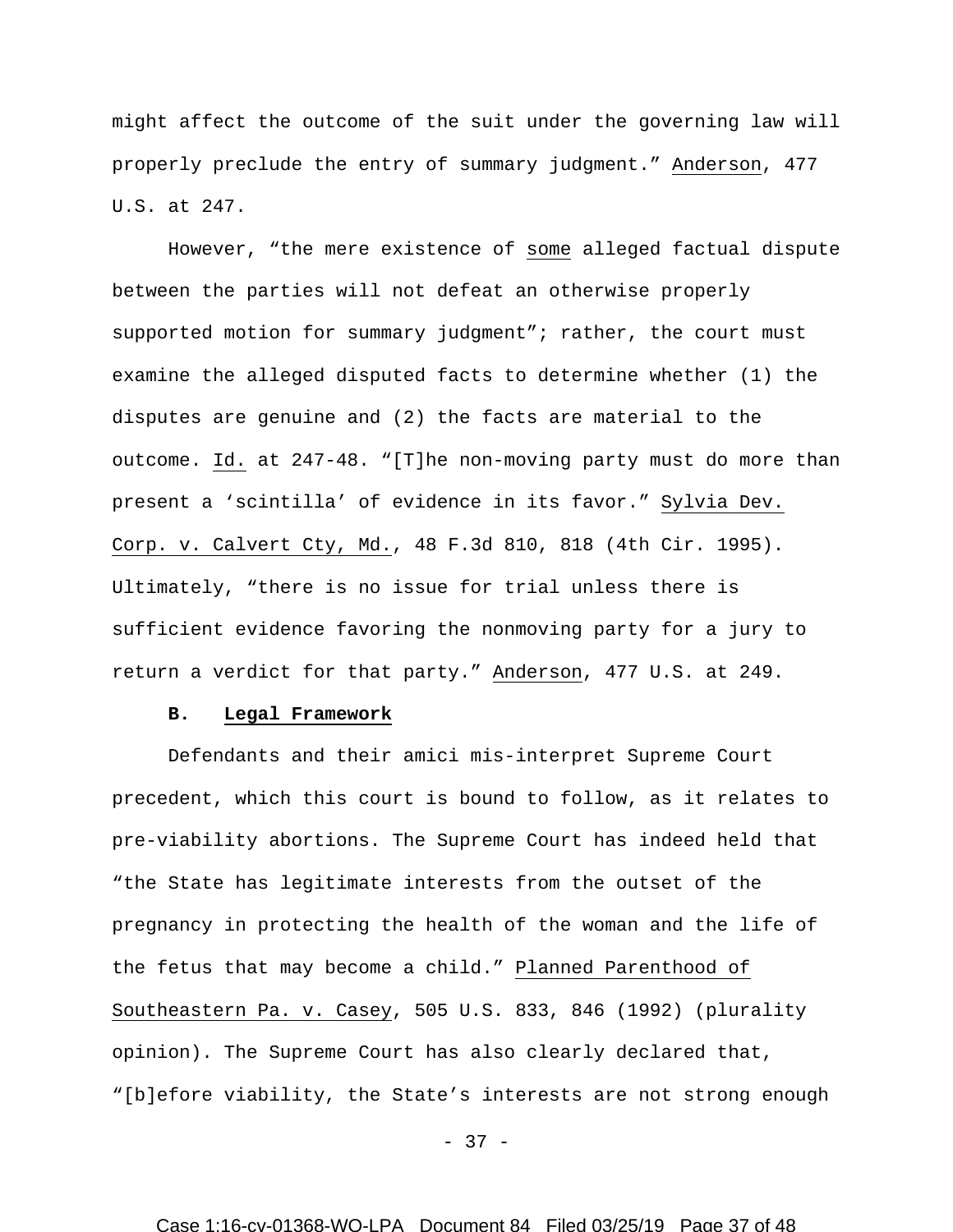might affect the outcome of the suit under the governing law will properly preclude the entry of summary judgment." Anderson, 477 U.S. at 247.

However, "the mere existence of some alleged factual dispute between the parties will not defeat an otherwise properly supported motion for summary judgment"; rather, the court must examine the alleged disputed facts to determine whether (1) the disputes are genuine and (2) the facts are material to the outcome. Id. at 247-48. "[T]he non-moving party must do more than present a 'scintilla' of evidence in its favor." Sylvia Dev. Corp. v. Calvert Cty, Md., 48 F.3d 810, 818 (4th Cir. 1995). Ultimately, "there is no issue for trial unless there is sufficient evidence favoring the nonmoving party for a jury to return a verdict for that party." Anderson, 477 U.S. at 249.

**B. Legal Framework**

Defendants and their amici mis-interpret Supreme Court precedent, which this court is bound to follow, as it relates to pre-viability abortions. The Supreme Court has indeed held that "the State has legitimate interests from the outset of the pregnancy in protecting the health of the woman and the life of the fetus that may become a child." Planned Parenthood of Southeastern Pa. v. Casey, 505 U.S. 833, 846 (1992) (plurality opinion). The Supreme Court has also clearly declared that, "[b]efore viability, the State's interests are not strong enough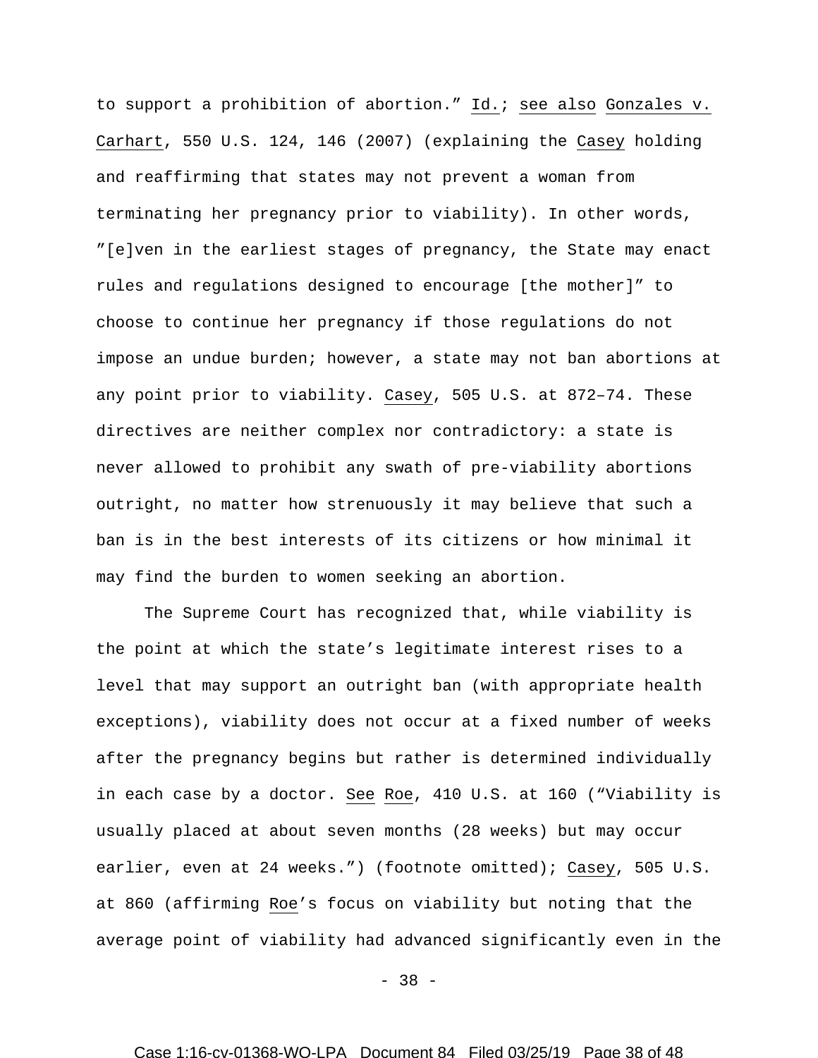to support a prohibition of abortion." Id.; see also Gonzales v. Carhart, 550 U.S. 124, 146 (2007) (explaining the Casey holding and reaffirming that states may not prevent a woman from terminating her pregnancy prior to viability). In other words, "[e]ven in the earliest stages of pregnancy, the State may enact rules and regulations designed to encourage [the mother]" to choose to continue her pregnancy if those regulations do not impose an undue burden; however, a state may not ban abortions at any point prior to viability. Casey, 505 U.S. at 872–74. These directives are neither complex nor contradictory: a state is never allowed to prohibit any swath of pre-viability abortions outright, no matter how strenuously it may believe that such a ban is in the best interests of its citizens or how minimal it may find the burden to women seeking an abortion.

The Supreme Court has recognized that, while viability is the point at which the state's legitimate interest rises to a level that may support an outright ban (with appropriate health exceptions), viability does not occur at a fixed number of weeks after the pregnancy begins but rather is determined individually in each case by a doctor. See Roe, 410 U.S. at 160 ("Viability is usually placed at about seven months (28 weeks) but may occur earlier, even at 24 weeks.") (footnote omitted); Casey, 505 U.S. at 860 (affirming Roe's focus on viability but noting that the average point of viability had advanced significantly even in the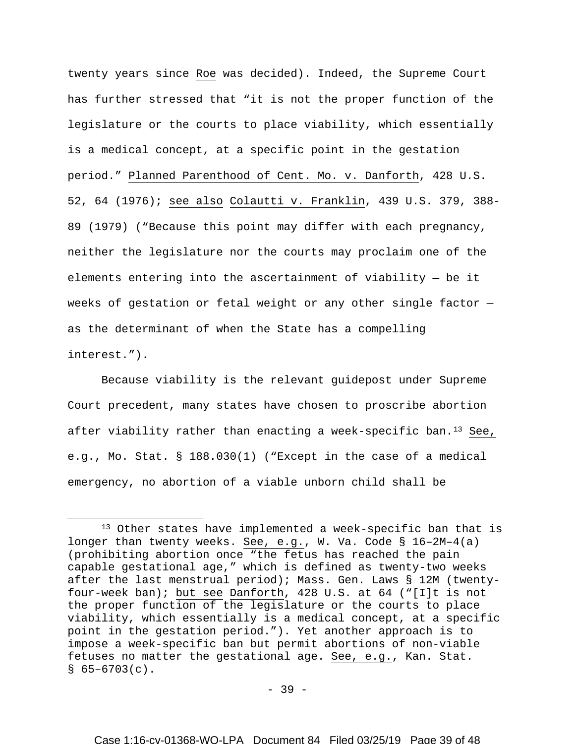twenty years since Roe was decided). Indeed, the Supreme Court has further stressed that "it is not the proper function of the legislature or the courts to place viability, which essentially is a medical concept, at a specific point in the gestation period." Planned Parenthood of Cent. Mo. v. Danforth, 428 U.S. 52, 64 (1976); see also Colautti v. Franklin, 439 U.S. 379, 388-89 (1979) ("Because this point may differ with each pregnancy, neither the legislature nor the courts may proclaim one of the elements entering into the ascertainment of viability — be it weeks of gestation or fetal weight or any other single factor — as the determinant of when the State has a compelling interest.").

Because viability is the relevant guidepost under Supreme Court precedent, many states have chosen to proscribe abortion after viability rather than enacting a week-specific ban.[13] See, e.g., Mo. Stat. § 188.030(1) ("Except in the case of a medical emergency, no abortion of a viable unborn child shall be

[13] Other states have implemented a week-specific ban that is longer than twenty weeks. See, e.g., W. Va. Code § 16–2M–4(a) (prohibiting abortion once "the fetus has reached the pain capable gestational age," which is defined as twenty-two weeks after the last menstrual period); Mass. Gen. Laws § 12M (twenty-four-week ban); but see Danforth, 428 U.S. at 64 ("[I]t is not the proper function of the legislature or the courts to place viability, which essentially is a medical concept, at a specific point in the gestation period."). Yet another approach is to impose a week-specific ban but permit abortions of non-viable fetuses no matter the gestational age. See, e.g., Kan. Stat. § 65–6703(c).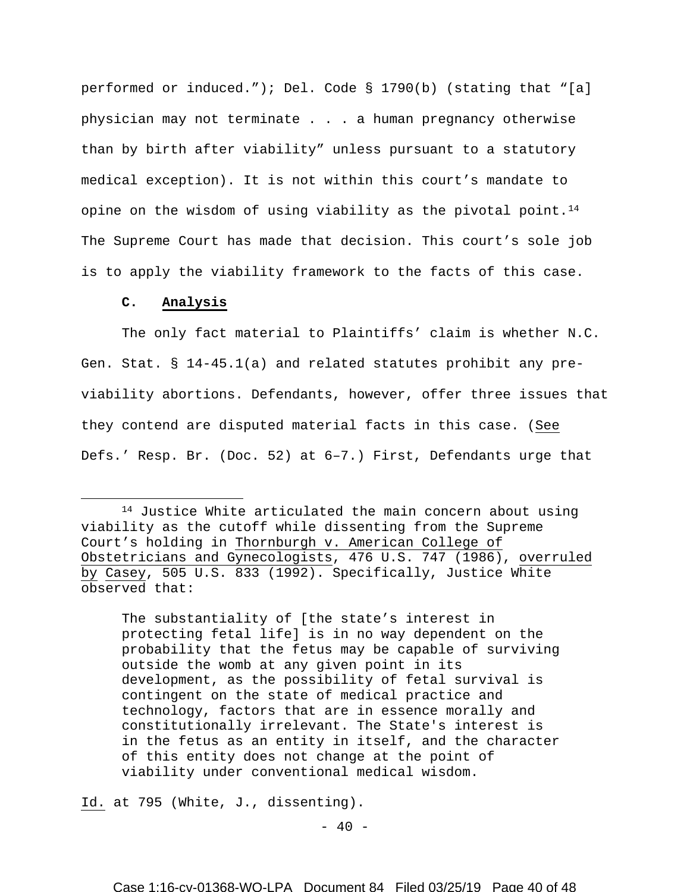performed or induced."); Del. Code § 1790(b) (stating that "[a] physician may not terminate . . . a human pregnancy otherwise than by birth after viability" unless pursuant to a statutory medical exception). It is not within this court's mandate to opine on the wisdom of using viability as the pivotal point.[14] The Supreme Court has made that decision. This court's sole job is to apply the viability framework to the facts of this case.

**C. Analysis**

The only fact material to Plaintiffs' claim is whether N.C. Gen. Stat. § 14-45.1(a) and related statutes prohibit any pre-viability abortions. Defendants, however, offer three issues that they contend are disputed material facts in this case. (See Defs.' Resp. Br. (Doc. 52) at 6–7.) First, Defendants urge that

---

[14] Justice White articulated the main concern about using viability as the cutoff while dissenting from the Supreme Court's holding in Thornburgh v. American College of Obstetricians and Gynecologists, 476 U.S. 747 (1986), overruled by Casey, 505 U.S. 833 (1992). Specifically, Justice White observed that:

> The substantiality of [the state's interest in protecting fetal life] is in no way dependent on the probability that the fetus may be capable of surviving outside the womb at any given point in its development, as the possibility of fetal survival is contingent on the state of medical practice and technology, factors that are in essence morally and constitutionally irrelevant. The State's interest is in the fetus as an entity in itself, and the character of this entity does not change at the point of viability under conventional medical wisdom.

Id. at 795 (White, J., dissenting).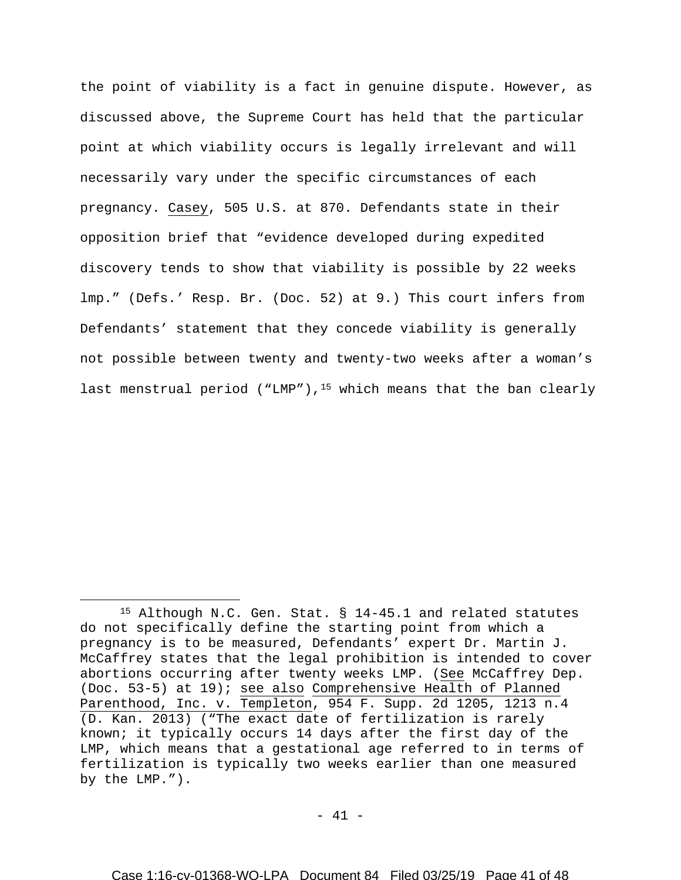the point of viability is a fact in genuine dispute. However, as discussed above, the Supreme Court has held that the particular point at which viability occurs is legally irrelevant and will necessarily vary under the specific circumstances of each pregnancy. Casey, 505 U.S. at 870. Defendants state in their opposition brief that "evidence developed during expedited discovery tends to show that viability is possible by 22 weeks lmp." (Defs.' Resp. Br. (Doc. 52) at 9.) This court infers from Defendants' statement that they concede viability is generally not possible between twenty and twenty-two weeks after a woman's last menstrual period ("LMP"),[15] which means that the ban clearly

---

[15] Although N.C. Gen. Stat. § 14-45.1 and related statutes do not specifically define the starting point from which a pregnancy is to be measured, Defendants' expert Dr. Martin J. McCaffrey states that the legal prohibition is intended to cover abortions occurring after twenty weeks LMP. (See McCaffrey Dep. (Doc. 53-5) at 19); see also Comprehensive Health of Planned Parenthood, Inc. v. Templeton, 954 F. Supp. 2d 1205, 1213 n.4 (D. Kan. 2013) ("The exact date of fertilization is rarely known; it typically occurs 14 days after the first day of the LMP, which means that a gestational age referred to in terms of fertilization is typically two weeks earlier than one measured by the LMP.").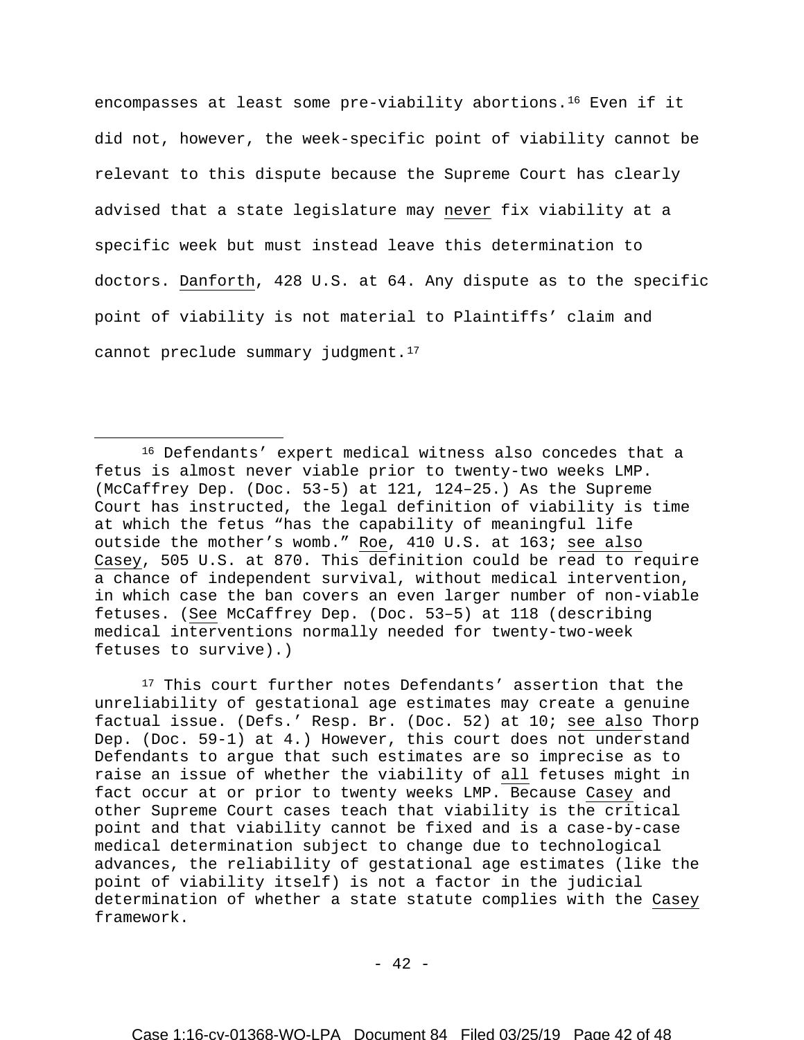encompasses at least some pre-viability abortions.[16] Even if it did not, however, the week-specific point of viability cannot be relevant to this dispute because the Supreme Court has clearly advised that a state legislature may never fix viability at a specific week but must instead leave this determination to doctors. Danforth, 428 U.S. at 64. Any dispute as to the specific point of viability is not material to Plaintiffs' claim and cannot preclude summary judgment.[17]

---

[16] Defendants' expert medical witness also concedes that a fetus is almost never viable prior to twenty-two weeks LMP. (McCaffrey Dep. (Doc. 53-5) at 121, 124–25.) As the Supreme Court has instructed, the legal definition of viability is time at which the fetus "has the capability of meaningful life outside the mother's womb." Roe, 410 U.S. at 163; see also Casey, 505 U.S. at 870. This definition could be read to require a chance of independent survival, without medical intervention, in which case the ban covers an even larger number of non-viable fetuses. (See McCaffrey Dep. (Doc. 53–5) at 118 (describing medical interventions normally needed for twenty-two-week fetuses to survive).)

[17] This court further notes Defendants' assertion that the unreliability of gestational age estimates may create a genuine factual issue. (Defs.' Resp. Br. (Doc. 52) at 10; see also Thorp Dep. (Doc. 59-1) at 4.) However, this court does not understand Defendants to argue that such estimates are so imprecise as to raise an issue of whether the viability of all fetuses might in fact occur at or prior to twenty weeks LMP. Because Casey and other Supreme Court cases teach that viability is the critical point and that viability cannot be fixed and is a case-by-case medical determination subject to change due to technological advances, the reliability of gestational age estimates (like the point of viability itself) is not a factor in the judicial determination of whether a state statute complies with the Casey framework.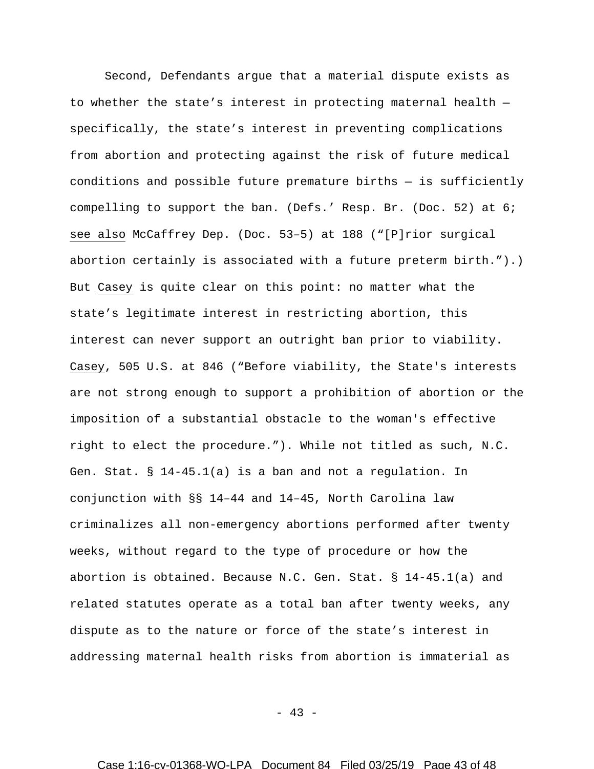Second, Defendants argue that a material dispute exists as to whether the state's interest in protecting maternal health — specifically, the state's interest in preventing complications from abortion and protecting against the risk of future medical conditions and possible future premature births — is sufficiently compelling to support the ban. (Defs.' Resp. Br. (Doc. 52) at 6; see also McCaffrey Dep. (Doc. 53–5) at 188 ("[P]rior surgical abortion certainly is associated with a future preterm birth.").) But Casey is quite clear on this point: no matter what the state's legitimate interest in restricting abortion, this interest can never support an outright ban prior to viability. Casey, 505 U.S. at 846 ("Before viability, the State's interests are not strong enough to support a prohibition of abortion or the imposition of a substantial obstacle to the woman's effective right to elect the procedure."). While not titled as such, N.C. Gen. Stat. § 14-45.1(a) is a ban and not a regulation. In conjunction with §§ 14–44 and 14–45, North Carolina law criminalizes all non-emergency abortions performed after twenty weeks, without regard to the type of procedure or how the abortion is obtained. Because N.C. Gen. Stat. § 14-45.1(a) and related statutes operate as a total ban after twenty weeks, any dispute as to the nature or force of the state's interest in addressing maternal health risks from abortion is immaterial as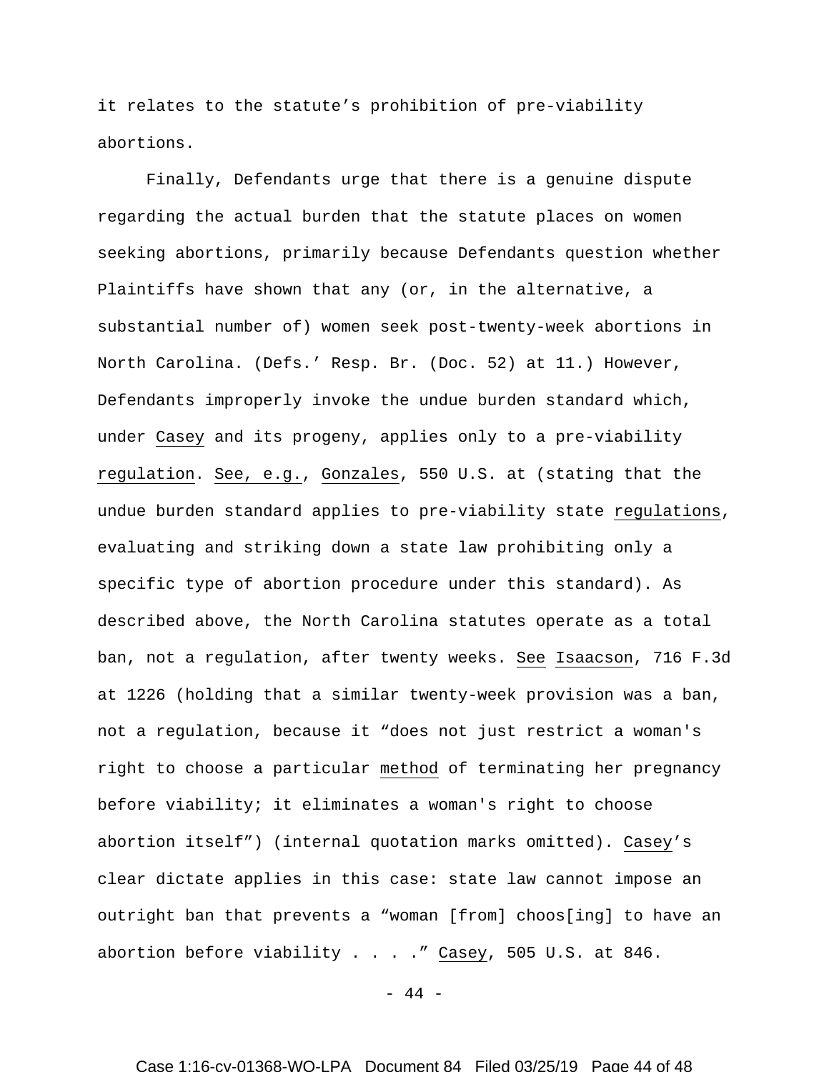it relates to the statute's prohibition of pre-viability abortions.

Finally, Defendants urge that there is a genuine dispute regarding the actual burden that the statute places on women seeking abortions, primarily because Defendants question whether Plaintiffs have shown that any (or, in the alternative, a substantial number of) women seek post-twenty-week abortions in North Carolina. (Defs.' Resp. Br. (Doc. 52) at 11.) However, Defendants improperly invoke the undue burden standard which, under Casey and its progeny, applies only to a pre-viability regulation. See, e.g., Gonzales, 550 U.S. at (stating that the undue burden standard applies to pre-viability state regulations, evaluating and striking down a state law prohibiting only a specific type of abortion procedure under this standard). As described above, the North Carolina statutes operate as a total ban, not a regulation, after twenty weeks. See Isaacson, 716 F.3d at 1226 (holding that a similar twenty-week provision was a ban, not a regulation, because it "does not just restrict a woman's right to choose a particular method of terminating her pregnancy before viability; it eliminates a woman's right to choose abortion itself") (internal quotation marks omitted). Casey's clear dictate applies in this case: state law cannot impose an outright ban that prevents a "woman [from] choos[ing] to have an abortion before viability . . . ." Casey, 505 U.S. at 846.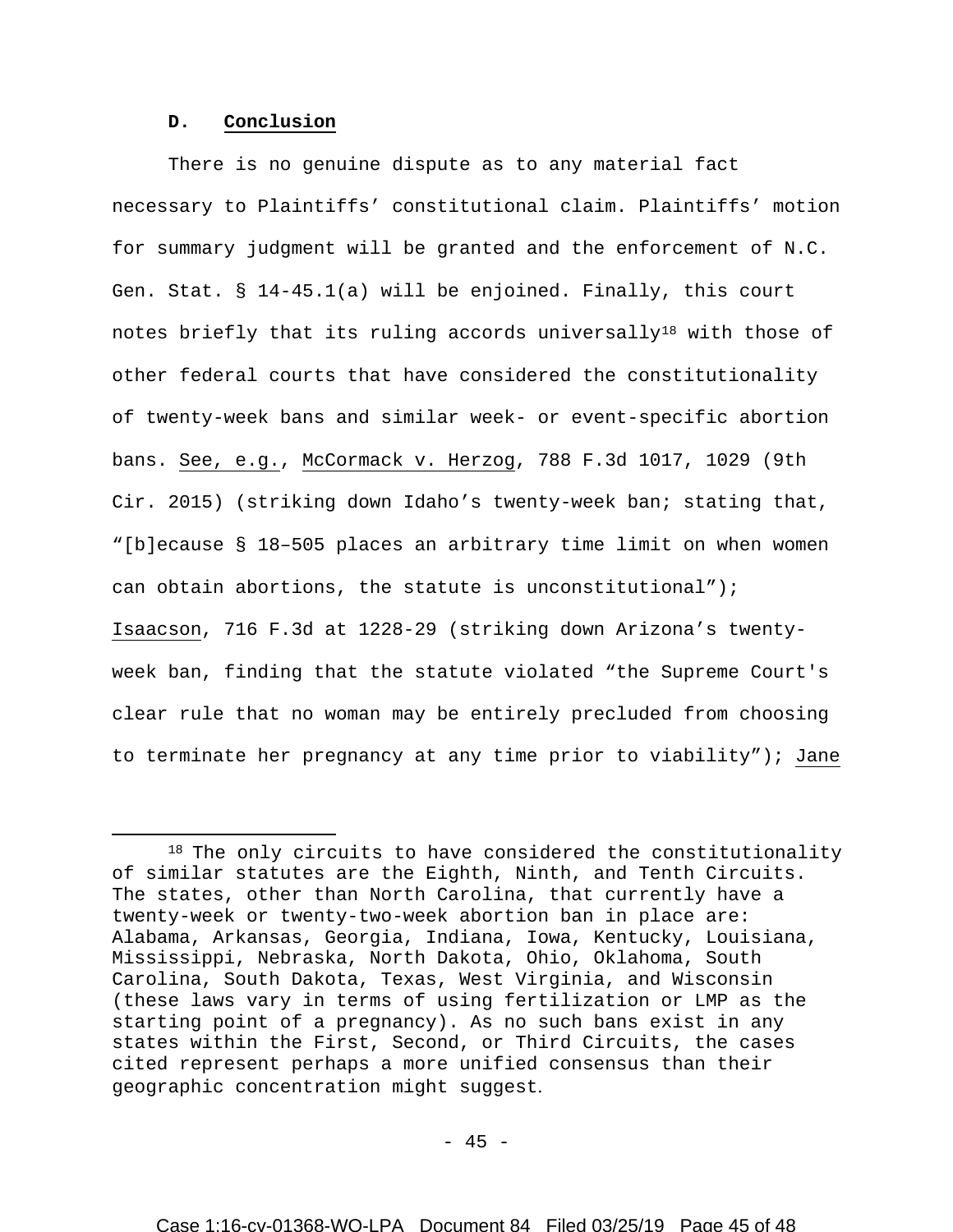### D. Conclusion

There is no genuine dispute as to any material fact necessary to Plaintiffs' constitutional claim. Plaintiffs' motion for summary judgment will be granted and the enforcement of N.C. Gen. Stat. § 14-45.1(a) will be enjoined. Finally, this court notes briefly that its ruling accords universally[18] with those of other federal courts that have considered the constitutionality of twenty-week bans and similar week- or event-specific abortion bans. See, e.g., McCormack v. Herzog, 788 F.3d 1017, 1029 (9th Cir. 2015) (striking down Idaho's twenty-week ban; stating that, "[b]ecause § 18–505 places an arbitrary time limit on when women can obtain abortions, the statute is unconstitutional"); Isaacson, 716 F.3d at 1228-29 (striking down Arizona's twenty-week ban, finding that the statute violated "the Supreme Court's clear rule that no woman may be entirely precluded from choosing to terminate her pregnancy at any time prior to viability"); Jane

---

[18] The only circuits to have considered the constitutionality of similar statutes are the Eighth, Ninth, and Tenth Circuits. The states, other than North Carolina, that currently have a twenty-week or twenty-two-week abortion ban in place are: Alabama, Arkansas, Georgia, Indiana, Iowa, Kentucky, Louisiana, Mississippi, Nebraska, North Dakota, Ohio, Oklahoma, South Carolina, South Dakota, Texas, West Virginia, and Wisconsin (these laws vary in terms of using fertilization or LMP as the starting point of a pregnancy). As no such bans exist in any states within the First, Second, or Third Circuits, the cases cited represent perhaps a more unified consensus than their geographic concentration might suggest.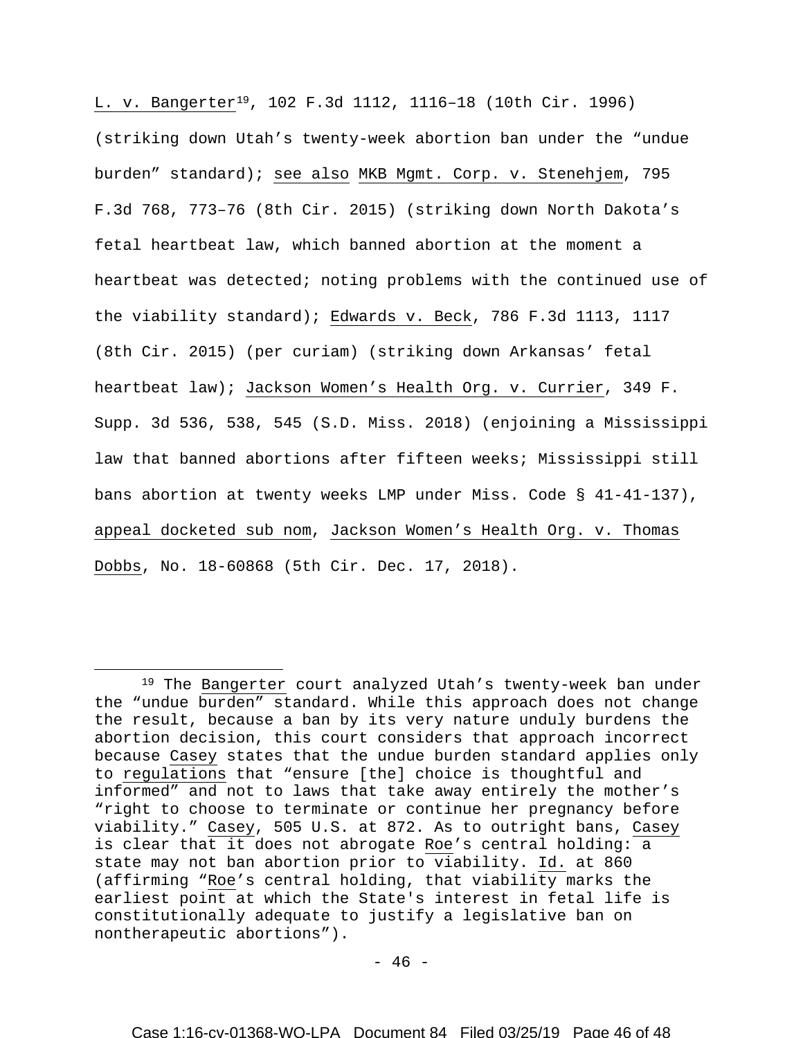L. v. Bangerter[19], 102 F.3d 1112, 1116–18 (10th Cir. 1996) (striking down Utah's twenty-week abortion ban under the "undue burden" standard); see also MKB Mgmt. Corp. v. Stenehjem, 795 F.3d 768, 773–76 (8th Cir. 2015) (striking down North Dakota's fetal heartbeat law, which banned abortion at the moment a heartbeat was detected; noting problems with the continued use of the viability standard); Edwards v. Beck, 786 F.3d 1113, 1117 (8th Cir. 2015) (per curiam) (striking down Arkansas' fetal heartbeat law); Jackson Women's Health Org. v. Currier, 349 F. Supp. 3d 536, 538, 545 (S.D. Miss. 2018) (enjoining a Mississippi law that banned abortions after fifteen weeks; Mississippi still bans abortion at twenty weeks LMP under Miss. Code § 41-41-137), appeal docketed sub nom, Jackson Women's Health Org. v. Thomas Dobbs, No. 18-60868 (5th Cir. Dec. 17, 2018).

---

[19] The Bangerter court analyzed Utah's twenty-week ban under the "undue burden" standard. While this approach does not change the result, because a ban by its very nature unduly burdens the abortion decision, this court considers that approach incorrect because Casey states that the undue burden standard applies only to regulations that "ensure [the] choice is thoughtful and informed" and not to laws that take away entirely the mother's "right to choose to terminate or continue her pregnancy before viability." Casey, 505 U.S. at 872. As to outright bans, Casey is clear that it does not abrogate Roe's central holding: a state may not ban abortion prior to viability. Id. at 860 (affirming "Roe's central holding, that viability marks the earliest point at which the State's interest in fetal life is constitutionally adequate to justify a legislative ban on nontherapeutic abortions").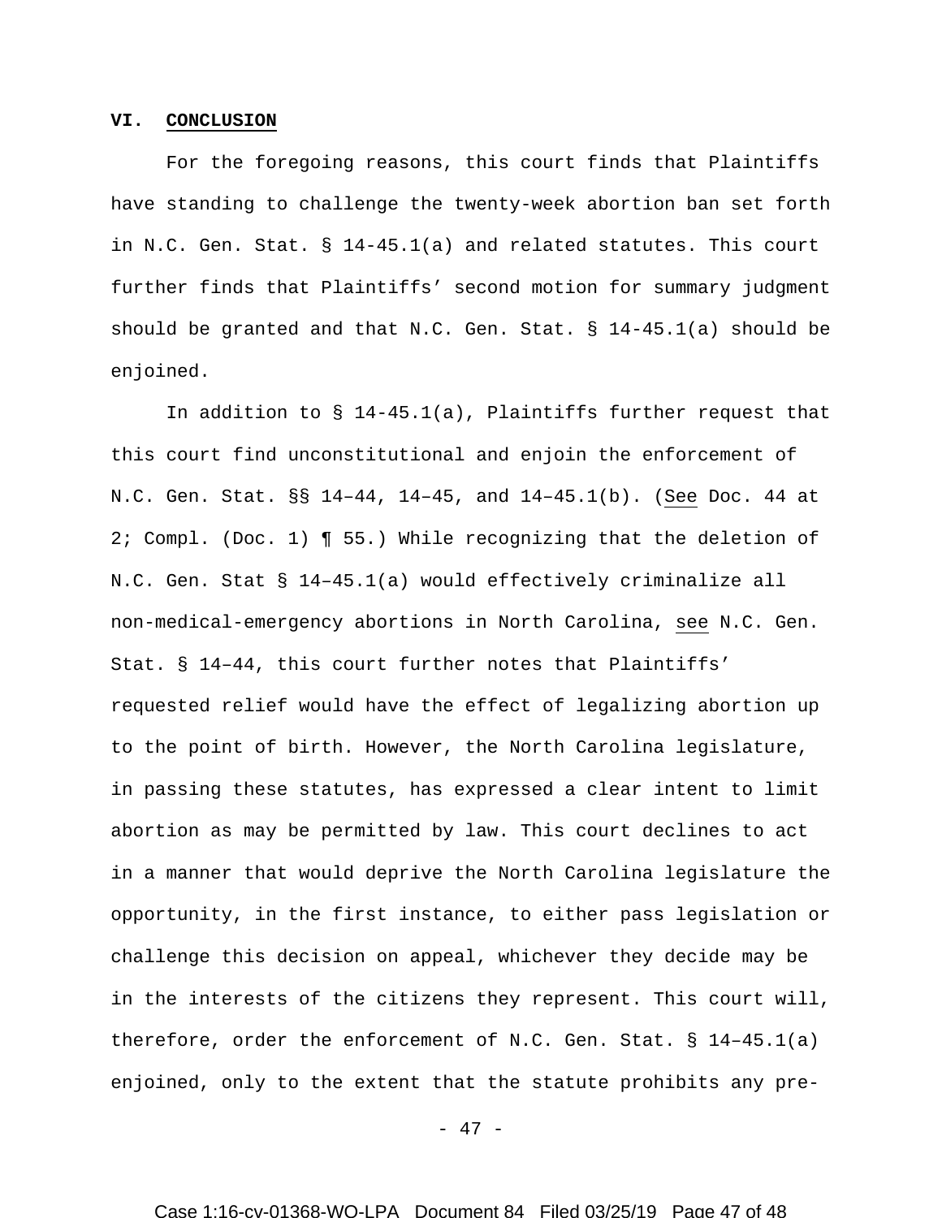## VI. CONCLUSION

For the foregoing reasons, this court finds that Plaintiffs have standing to challenge the twenty-week abortion ban set forth in N.C. Gen. Stat. § 14-45.1(a) and related statutes. This court further finds that Plaintiffs' second motion for summary judgment should be granted and that N.C. Gen. Stat. § 14-45.1(a) should be enjoined.

In addition to § 14-45.1(a), Plaintiffs further request that this court find unconstitutional and enjoin the enforcement of N.C. Gen. Stat. §§ 14–44, 14–45, and 14–45.1(b). (See Doc. 44 at 2; Compl. (Doc. 1) ¶ 55.) While recognizing that the deletion of N.C. Gen. Stat § 14–45.1(a) would effectively criminalize all non-medical-emergency abortions in North Carolina, see N.C. Gen. Stat. § 14–44, this court further notes that Plaintiffs' requested relief would have the effect of legalizing abortion up to the point of birth. However, the North Carolina legislature, in passing these statutes, has expressed a clear intent to limit abortion as may be permitted by law. This court declines to act in a manner that would deprive the North Carolina legislature the opportunity, in the first instance, to either pass legislation or challenge this decision on appeal, whichever they decide may be in the interests of the citizens they represent. This court will, therefore, order the enforcement of N.C. Gen. Stat. § 14–45.1(a) enjoined, only to the extent that the statute prohibits any pre-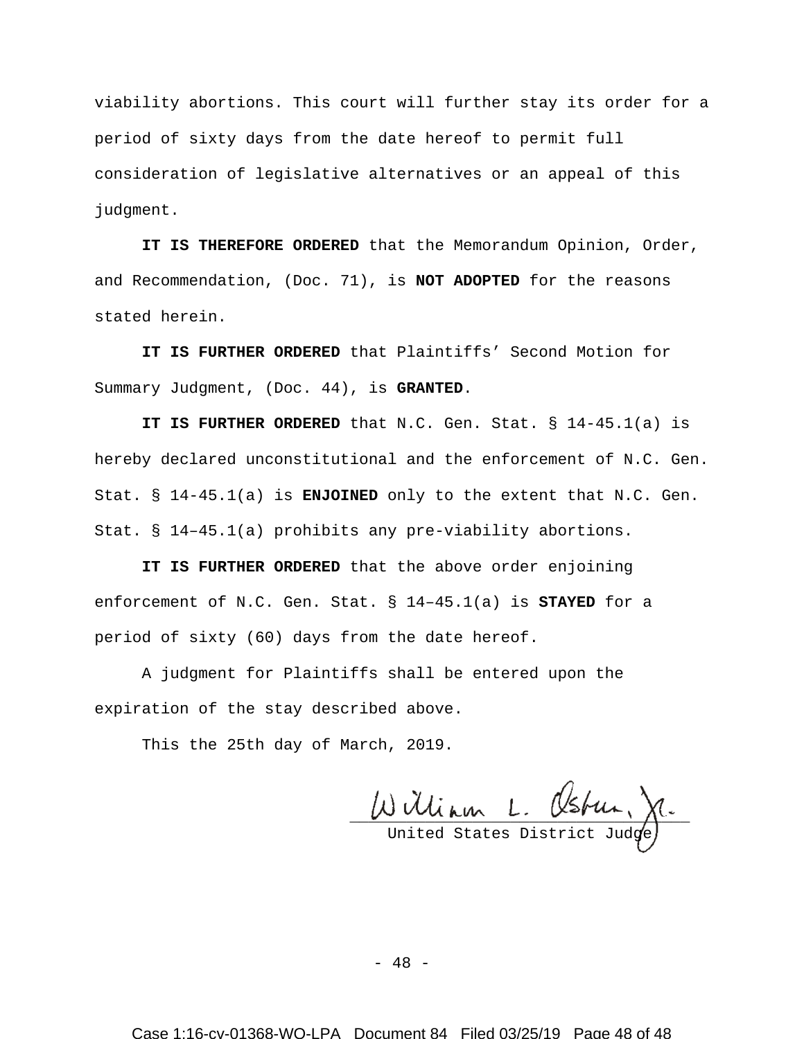viability abortions. This court will further stay its order for a period of sixty days from the date hereof to permit full consideration of legislative alternatives or an appeal of this judgment.

**IT IS THEREFORE ORDERED** that the Memorandum Opinion, Order, and Recommendation, (Doc. 71), is **NOT ADOPTED** for the reasons stated herein.

**IT IS FURTHER ORDERED** that Plaintiffs' Second Motion for Summary Judgment, (Doc. 44), is **GRANTED**.

**IT IS FURTHER ORDERED** that N.C. Gen. Stat. § 14-45.1(a) is hereby declared unconstitutional and the enforcement of N.C. Gen. Stat. § 14-45.1(a) is **ENJOINED** only to the extent that N.C. Gen. Stat. § 14–45.1(a) prohibits any pre-viability abortions.

**IT IS FURTHER ORDERED** that the above order enjoining enforcement of N.C. Gen. Stat. § 14–45.1(a) is **STAYED** for a period of sixty (60) days from the date hereof.

A judgment for Plaintiffs shall be entered upon the expiration of the stay described above.

This the 25th day of March, 2019.

William L. Osteen, Jr.
United States District Judge